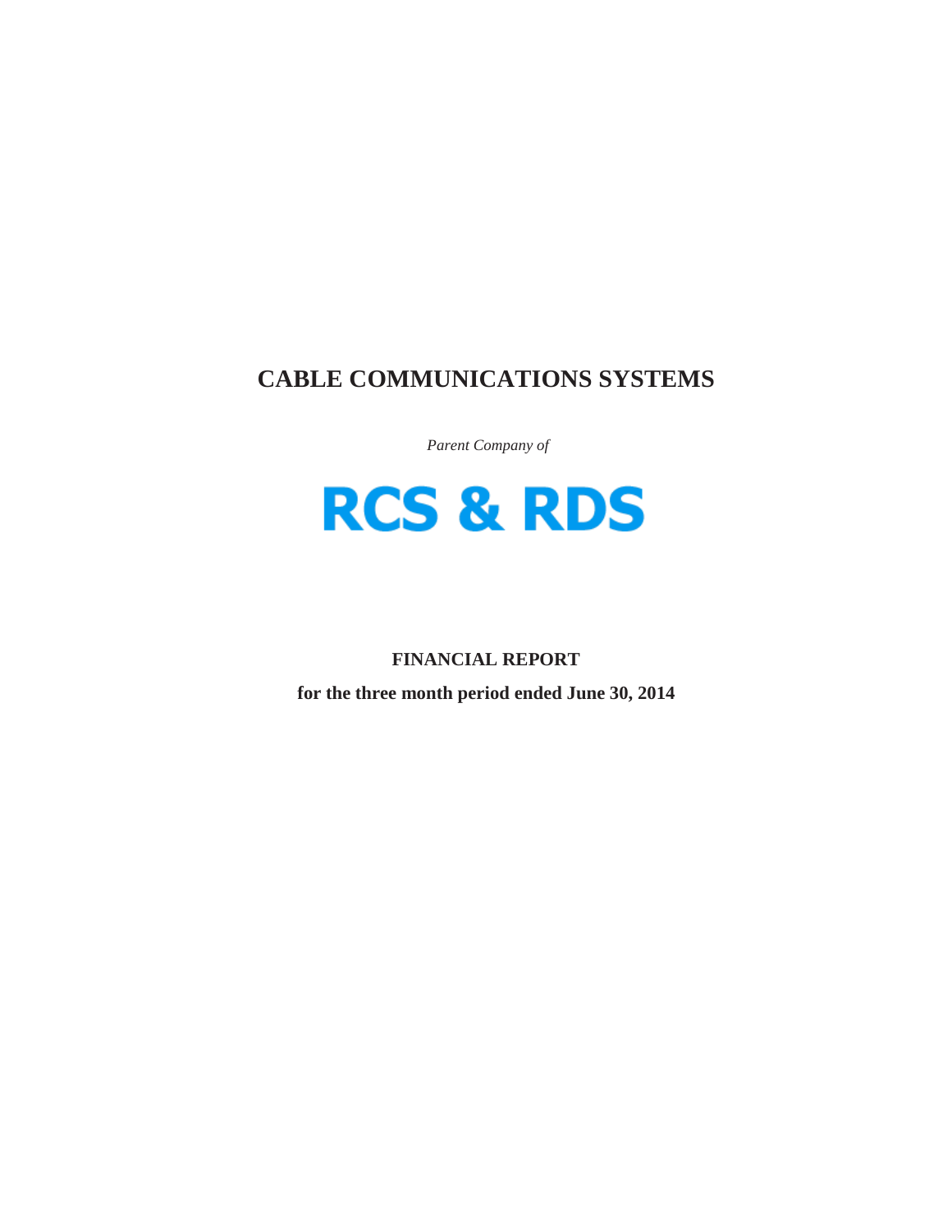# CABLE COMMUNICATIONS SYSTEMS

*Parent Company of*

**RCS & RDS**

**FINANCIAL REPORT**

**for the three month period ended June 30, 2014**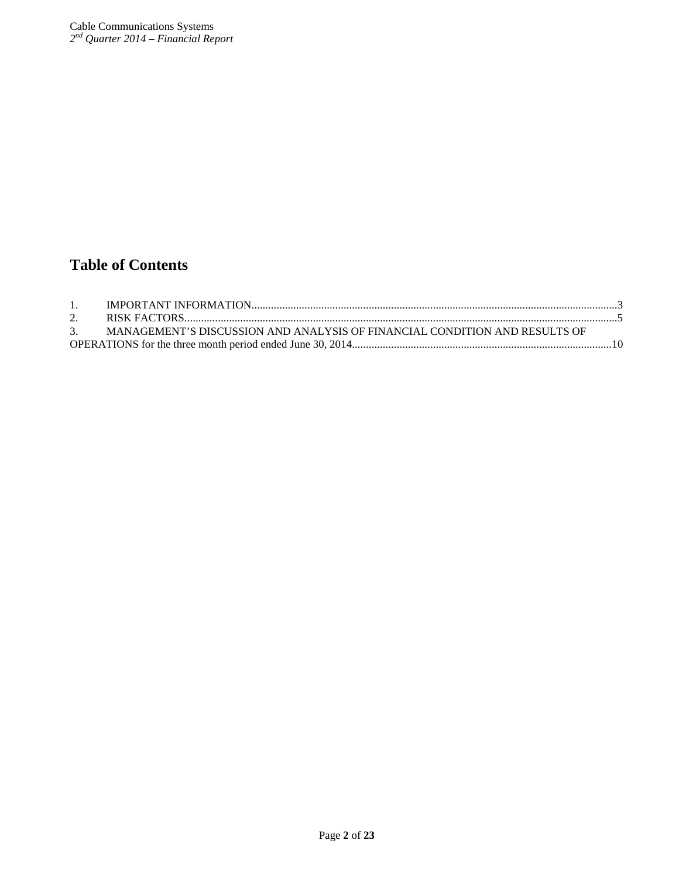## Table of Contents

1. IMPORTANT INFORMATION..........3
2. RISK FACTORS..........5
3. MANAGEMENT'S DISCUSSION AND ANALYSIS OF FINANCIAL CONDITION AND RESULTS OF OPERATIONS for the three month period ended June 30, 2014..........10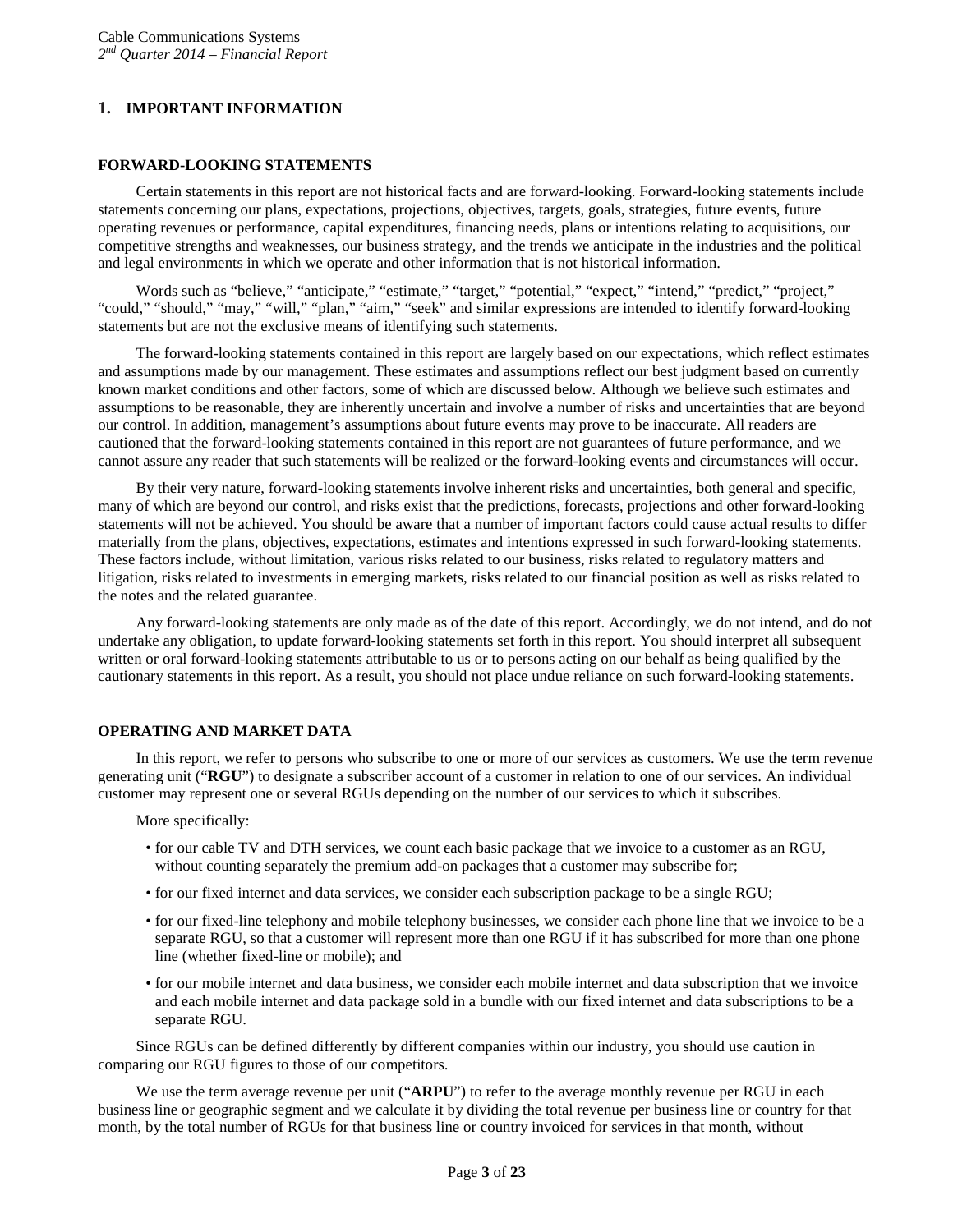## 1. IMPORTANT INFORMATION

### FORWARD-LOOKING STATEMENTS

Certain statements in this report are not historical facts and are forward-looking. Forward-looking statements include statements concerning our plans, expectations, projections, objectives, targets, goals, strategies, future events, future operating revenues or performance, capital expenditures, financing needs, plans or intentions relating to acquisitions, our competitive strengths and weaknesses, our business strategy, and the trends we anticipate in the industries and the political and legal environments in which we operate and other information that is not historical information.

Words such as "believe," "anticipate," "estimate," "target," "potential," "expect," "intend," "predict," "project," "could," "should," "may," "will," "plan," "aim," "seek" and similar expressions are intended to identify forward-looking statements but are not the exclusive means of identifying such statements.

The forward-looking statements contained in this report are largely based on our expectations, which reflect estimates and assumptions made by our management. These estimates and assumptions reflect our best judgment based on currently known market conditions and other factors, some of which are discussed below. Although we believe such estimates and assumptions to be reasonable, they are inherently uncertain and involve a number of risks and uncertainties that are beyond our control. In addition, management's assumptions about future events may prove to be inaccurate. All readers are cautioned that the forward-looking statements contained in this report are not guarantees of future performance, and we cannot assure any reader that such statements will be realized or the forward-looking events and circumstances will occur.

By their very nature, forward-looking statements involve inherent risks and uncertainties, both general and specific, many of which are beyond our control, and risks exist that the predictions, forecasts, projections and other forward-looking statements will not be achieved. You should be aware that a number of important factors could cause actual results to differ materially from the plans, objectives, expectations, estimates and intentions expressed in such forward-looking statements. These factors include, without limitation, various risks related to our business, risks related to regulatory matters and litigation, risks related to investments in emerging markets, risks related to our financial position as well as risks related to the notes and the related guarantee.

Any forward-looking statements are only made as of the date of this report. Accordingly, we do not intend, and do not undertake any obligation, to update forward-looking statements set forth in this report. You should interpret all subsequent written or oral forward-looking statements attributable to us or to persons acting on our behalf as being qualified by the cautionary statements in this report. As a result, you should not place undue reliance on such forward-looking statements.

### OPERATING AND MARKET DATA

In this report, we refer to persons who subscribe to one or more of our services as customers. We use the term revenue generating unit ("**RGU**") to designate a subscriber account of a customer in relation to one of our services. An individual customer may represent one or several RGUs depending on the number of our services to which it subscribes.

More specifically:

- for our cable TV and DTH services, we count each basic package that we invoice to a customer as an RGU, without counting separately the premium add-on packages that a customer may subscribe for;
- for our fixed internet and data services, we consider each subscription package to be a single RGU;
- for our fixed-line telephony and mobile telephony businesses, we consider each phone line that we invoice to be a separate RGU, so that a customer will represent more than one RGU if it has subscribed for more than one phone line (whether fixed-line or mobile); and
- for our mobile internet and data business, we consider each mobile internet and data subscription that we invoice and each mobile internet and data package sold in a bundle with our fixed internet and data subscriptions to be a separate RGU.

Since RGUs can be defined differently by different companies within our industry, you should use caution in comparing our RGU figures to those of our competitors.

We use the term average revenue per unit ("**ARPU**") to refer to the average monthly revenue per RGU in each business line or geographic segment and we calculate it by dividing the total revenue per business line or country for that month, by the total number of RGUs for that business line or country invoiced for services in that month, without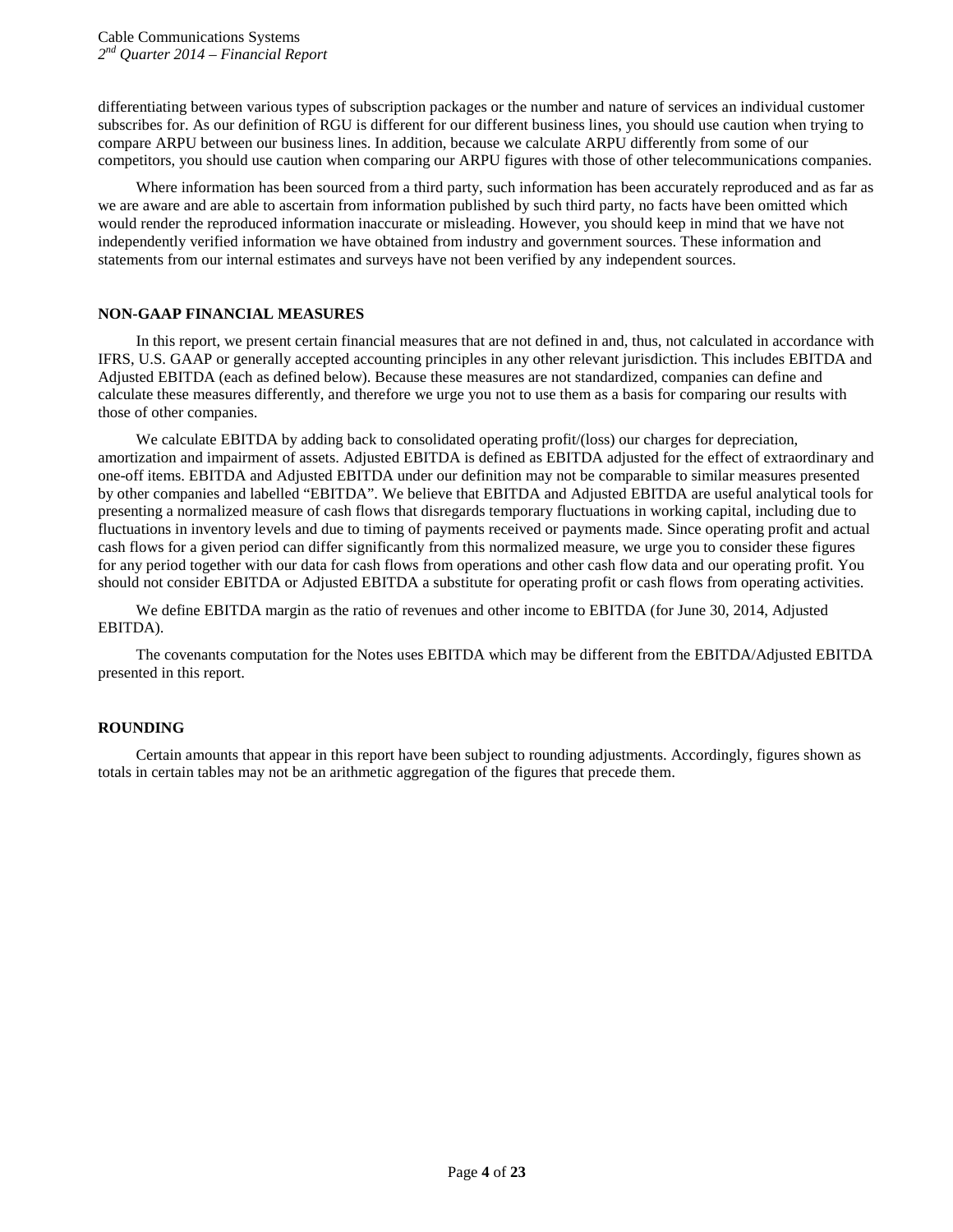differentiating between various types of subscription packages or the number and nature of services an individual customer subscribes for. As our definition of RGU is different for our different business lines, you should use caution when trying to compare ARPU between our business lines. In addition, because we calculate ARPU differently from some of our competitors, you should use caution when comparing our ARPU figures with those of other telecommunications companies.

Where information has been sourced from a third party, such information has been accurately reproduced and as far as we are aware and are able to ascertain from information published by such third party, no facts have been omitted which would render the reproduced information inaccurate or misleading. However, you should keep in mind that we have not independently verified information we have obtained from industry and government sources. These information and statements from our internal estimates and surveys have not been verified by any independent sources.

## NON-GAAP FINANCIAL MEASURES

In this report, we present certain financial measures that are not defined in and, thus, not calculated in accordance with IFRS, U.S. GAAP or generally accepted accounting principles in any other relevant jurisdiction. This includes EBITDA and Adjusted EBITDA (each as defined below). Because these measures are not standardized, companies can define and calculate these measures differently, and therefore we urge you not to use them as a basis for comparing our results with those of other companies.

We calculate EBITDA by adding back to consolidated operating profit/(loss) our charges for depreciation, amortization and impairment of assets. Adjusted EBITDA is defined as EBITDA adjusted for the effect of extraordinary and one-off items. EBITDA and Adjusted EBITDA under our definition may not be comparable to similar measures presented by other companies and labelled "EBITDA". We believe that EBITDA and Adjusted EBITDA are useful analytical tools for presenting a normalized measure of cash flows that disregards temporary fluctuations in working capital, including due to fluctuations in inventory levels and due to timing of payments received or payments made. Since operating profit and actual cash flows for a given period can differ significantly from this normalized measure, we urge you to consider these figures for any period together with our data for cash flows from operations and other cash flow data and our operating profit. You should not consider EBITDA or Adjusted EBITDA a substitute for operating profit or cash flows from operating activities.

We define EBITDA margin as the ratio of revenues and other income to EBITDA (for June 30, 2014, Adjusted EBITDA).

The covenants computation for the Notes uses EBITDA which may be different from the EBITDA/Adjusted EBITDA presented in this report.

## ROUNDING

Certain amounts that appear in this report have been subject to rounding adjustments. Accordingly, figures shown as totals in certain tables may not be an arithmetic aggregation of the figures that precede them.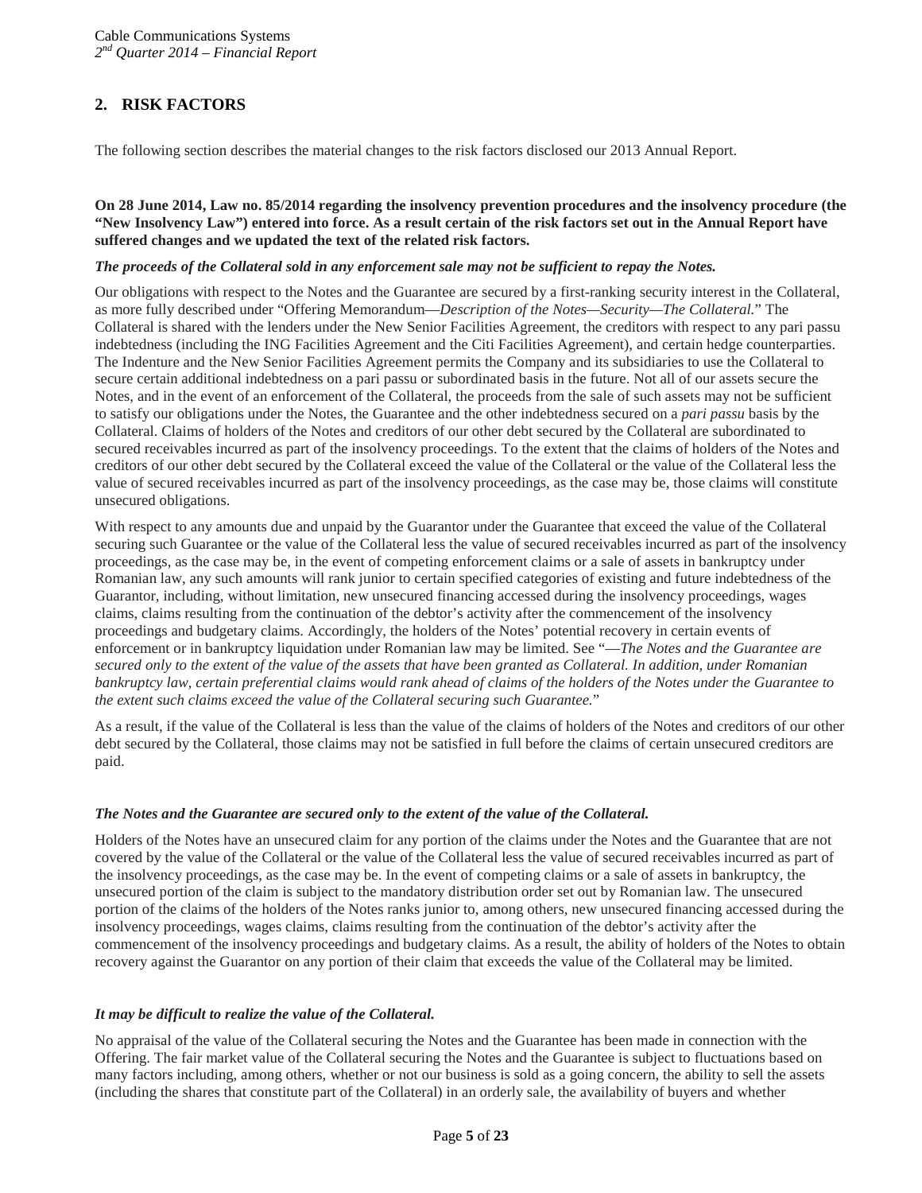## 2. RISK FACTORS

The following section describes the material changes to the risk factors disclosed our 2013 Annual Report.

**On 28 June 2014, Law no. 85/2014 regarding the insolvency prevention procedures and the insolvency procedure (the "New Insolvency Law") entered into force. As a result certain of the risk factors set out in the Annual Report have suffered changes and we updated the text of the related risk factors.**

***The proceeds of the Collateral sold in any enforcement sale may not be sufficient to repay the Notes.***

Our obligations with respect to the Notes and the Guarantee are secured by a first-ranking security interest in the Collateral, as more fully described under "Offering Memorandum—*Description of the Notes—Security—The Collateral.*" The Collateral is shared with the lenders under the New Senior Facilities Agreement, the creditors with respect to any pari passu indebtedness (including the ING Facilities Agreement and the Citi Facilities Agreement), and certain hedge counterparties. The Indenture and the New Senior Facilities Agreement permits the Company and its subsidiaries to use the Collateral to secure certain additional indebtedness on a pari passu or subordinated basis in the future. Not all of our assets secure the Notes, and in the event of an enforcement of the Collateral, the proceeds from the sale of such assets may not be sufficient to satisfy our obligations under the Notes, the Guarantee and the other indebtedness secured on a *pari passu* basis by the Collateral. Claims of holders of the Notes and creditors of our other debt secured by the Collateral are subordinated to secured receivables incurred as part of the insolvency proceedings. To the extent that the claims of holders of the Notes and creditors of our other debt secured by the Collateral exceed the value of the Collateral or the value of the Collateral less the value of secured receivables incurred as part of the insolvency proceedings, as the case may be, those claims will constitute unsecured obligations.

With respect to any amounts due and unpaid by the Guarantor under the Guarantee that exceed the value of the Collateral securing such Guarantee or the value of the Collateral less the value of secured receivables incurred as part of the insolvency proceedings, as the case may be, in the event of competing enforcement claims or a sale of assets in bankruptcy under Romanian law, any such amounts will rank junior to certain specified categories of existing and future indebtedness of the Guarantor, including, without limitation, new unsecured financing accessed during the insolvency proceedings, wages claims, claims resulting from the continuation of the debtor's activity after the commencement of the insolvency proceedings and budgetary claims. Accordingly, the holders of the Notes' potential recovery in certain events of enforcement or in bankruptcy liquidation under Romanian law may be limited. See "—*The Notes and the Guarantee are secured only to the extent of the value of the assets that have been granted as Collateral. In addition, under Romanian bankruptcy law, certain preferential claims would rank ahead of claims of the holders of the Notes under the Guarantee to the extent such claims exceed the value of the Collateral securing such Guarantee.*"

As a result, if the value of the Collateral is less than the value of the claims of holders of the Notes and creditors of our other debt secured by the Collateral, those claims may not be satisfied in full before the claims of certain unsecured creditors are paid.

***The Notes and the Guarantee are secured only to the extent of the value of the Collateral.***

Holders of the Notes have an unsecured claim for any portion of the claims under the Notes and the Guarantee that are not covered by the value of the Collateral or the value of the Collateral less the value of secured receivables incurred as part of the insolvency proceedings, as the case may be. In the event of competing claims or a sale of assets in bankruptcy, the unsecured portion of the claim is subject to the mandatory distribution order set out by Romanian law. The unsecured portion of the claims of the holders of the Notes ranks junior to, among others, new unsecured financing accessed during the insolvency proceedings, wages claims, claims resulting from the continuation of the debtor's activity after the commencement of the insolvency proceedings and budgetary claims. As a result, the ability of holders of the Notes to obtain recovery against the Guarantor on any portion of their claim that exceeds the value of the Collateral may be limited.

***It may be difficult to realize the value of the Collateral.***

No appraisal of the value of the Collateral securing the Notes and the Guarantee has been made in connection with the Offering. The fair market value of the Collateral securing the Notes and the Guarantee is subject to fluctuations based on many factors including, among others, whether or not our business is sold as a going concern, the ability to sell the assets (including the shares that constitute part of the Collateral) in an orderly sale, the availability of buyers and whether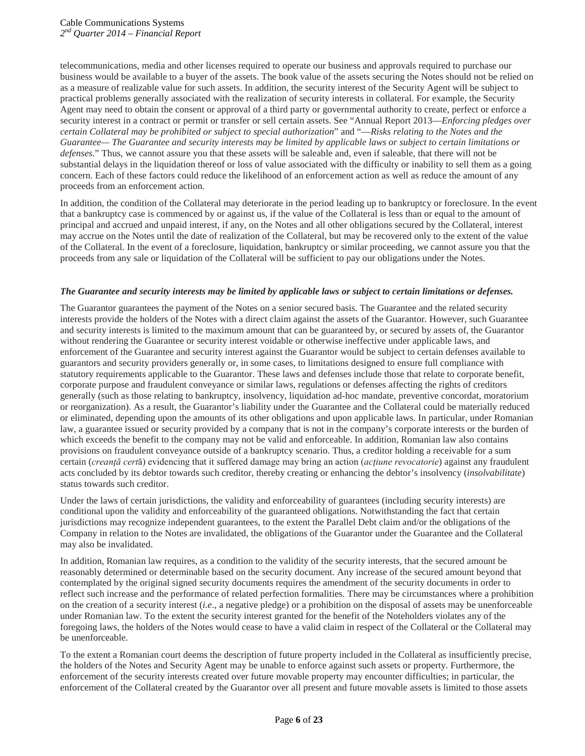telecommunications, media and other licenses required to operate our business and approvals required to purchase our business would be available to a buyer of the assets. The book value of the assets securing the Notes should not be relied on as a measure of realizable value for such assets. In addition, the security interest of the Security Agent will be subject to practical problems generally associated with the realization of security interests in collateral. For example, the Security Agent may need to obtain the consent or approval of a third party or governmental authority to create, perfect or enforce a security interest in a contract or permit or transfer or sell certain assets. See "Annual Report 2013—*Enforcing pledges over certain Collateral may be prohibited or subject to special authorization*" and "—*Risks relating to the Notes and the Guarantee— The Guarantee and security interests may be limited by applicable laws or subject to certain limitations or defenses.*" Thus, we cannot assure you that these assets will be saleable and, even if saleable, that there will not be substantial delays in the liquidation thereof or loss of value associated with the difficulty or inability to sell them as a going concern. Each of these factors could reduce the likelihood of an enforcement action as well as reduce the amount of any proceeds from an enforcement action.

In addition, the condition of the Collateral may deteriorate in the period leading up to bankruptcy or foreclosure. In the event that a bankruptcy case is commenced by or against us, if the value of the Collateral is less than or equal to the amount of principal and accrued and unpaid interest, if any, on the Notes and all other obligations secured by the Collateral, interest may accrue on the Notes until the date of realization of the Collateral, but may be recovered only to the extent of the value of the Collateral. In the event of a foreclosure, liquidation, bankruptcy or similar proceeding, we cannot assure you that the proceeds from any sale or liquidation of the Collateral will be sufficient to pay our obligations under the Notes.

***The Guarantee and security interests may be limited by applicable laws or subject to certain limitations or defenses.***

The Guarantor guarantees the payment of the Notes on a senior secured basis. The Guarantee and the related security interests provide the holders of the Notes with a direct claim against the assets of the Guarantor. However, such Guarantee and security interests is limited to the maximum amount that can be guaranteed by, or secured by assets of, the Guarantor without rendering the Guarantee or security interest voidable or otherwise ineffective under applicable laws, and enforcement of the Guarantee and security interest against the Guarantor would be subject to certain defenses available to guarantors and security providers generally or, in some cases, to limitations designed to ensure full compliance with statutory requirements applicable to the Guarantor. These laws and defenses include those that relate to corporate benefit, corporate purpose and fraudulent conveyance or similar laws, regulations or defenses affecting the rights of creditors generally (such as those relating to bankruptcy, insolvency, liquidation ad-hoc mandate, preventive concordat, moratorium or reorganization). As a result, the Guarantor's liability under the Guarantee and the Collateral could be materially reduced or eliminated, depending upon the amounts of its other obligations and upon applicable laws. In particular, under Romanian law, a guarantee issued or security provided by a company that is not in the company's corporate interests or the burden of which exceeds the benefit to the company may not be valid and enforceable. In addition, Romanian law also contains provisions on fraudulent conveyance outside of a bankruptcy scenario. Thus, a creditor holding a receivable for a sum certain (*creanţă certă*) evidencing that it suffered damage may bring an action (*acţiune revocatorie*) against any fraudulent acts concluded by its debtor towards such creditor, thereby creating or enhancing the debtor's insolvency (*insolvabilitate*) status towards such creditor.

Under the laws of certain jurisdictions, the validity and enforceability of guarantees (including security interests) are conditional upon the validity and enforceability of the guaranteed obligations. Notwithstanding the fact that certain jurisdictions may recognize independent guarantees, to the extent the Parallel Debt claim and/or the obligations of the Company in relation to the Notes are invalidated, the obligations of the Guarantor under the Guarantee and the Collateral may also be invalidated.

In addition, Romanian law requires, as a condition to the validity of the security interests, that the secured amount be reasonably determined or determinable based on the security document. Any increase of the secured amount beyond that contemplated by the original signed security documents requires the amendment of the security documents in order to reflect such increase and the performance of related perfection formalities. There may be circumstances where a prohibition on the creation of a security interest (*i.e*., a negative pledge) or a prohibition on the disposal of assets may be unenforceable under Romanian law. To the extent the security interest granted for the benefit of the Noteholders violates any of the foregoing laws, the holders of the Notes would cease to have a valid claim in respect of the Collateral or the Collateral may be unenforceable.

To the extent a Romanian court deems the description of future property included in the Collateral as insufficiently precise, the holders of the Notes and Security Agent may be unable to enforce against such assets or property. Furthermore, the enforcement of the security interests created over future movable property may encounter difficulties; in particular, the enforcement of the Collateral created by the Guarantor over all present and future movable assets is limited to those assets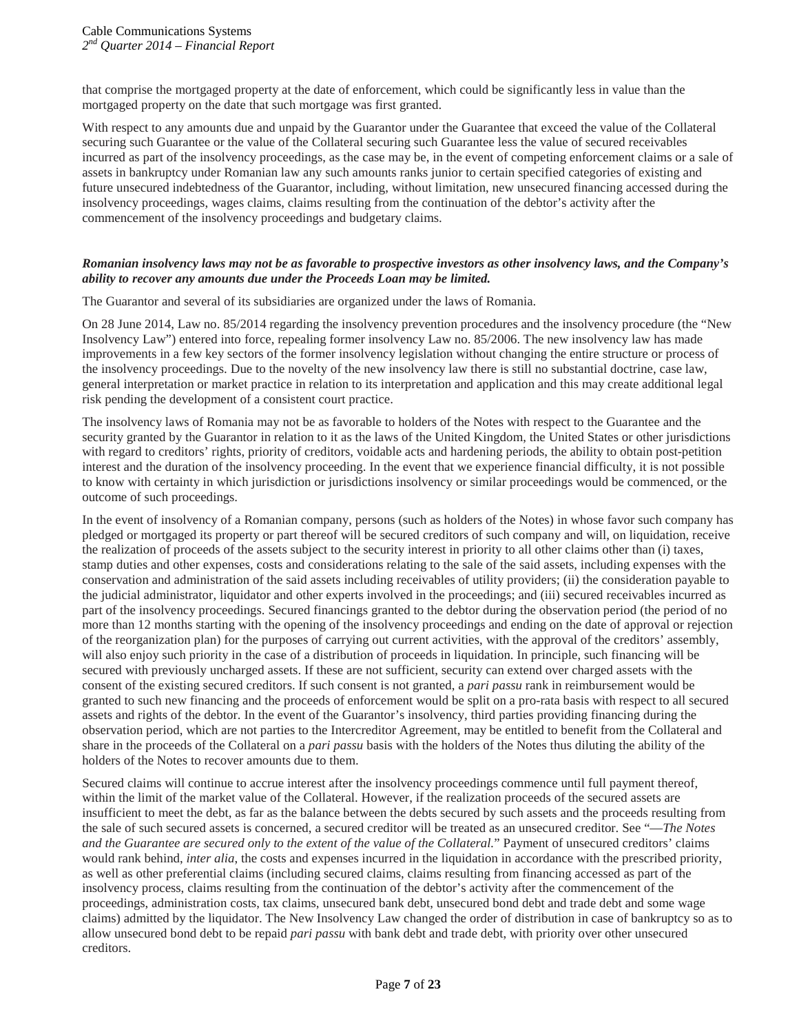that comprise the mortgaged property at the date of enforcement, which could be significantly less in value than the mortgaged property on the date that such mortgage was first granted.

With respect to any amounts due and unpaid by the Guarantor under the Guarantee that exceed the value of the Collateral securing such Guarantee or the value of the Collateral securing such Guarantee less the value of secured receivables incurred as part of the insolvency proceedings, as the case may be, in the event of competing enforcement claims or a sale of assets in bankruptcy under Romanian law any such amounts ranks junior to certain specified categories of existing and future unsecured indebtedness of the Guarantor, including, without limitation, new unsecured financing accessed during the insolvency proceedings, wages claims, claims resulting from the continuation of the debtor's activity after the commencement of the insolvency proceedings and budgetary claims.

***Romanian insolvency laws may not be as favorable to prospective investors as other insolvency laws, and the Company's ability to recover any amounts due under the Proceeds Loan may be limited.***

The Guarantor and several of its subsidiaries are organized under the laws of Romania.

On 28 June 2014, Law no. 85/2014 regarding the insolvency prevention procedures and the insolvency procedure (the "New Insolvency Law") entered into force, repealing former insolvency Law no. 85/2006. The new insolvency law has made improvements in a few key sectors of the former insolvency legislation without changing the entire structure or process of the insolvency proceedings. Due to the novelty of the new insolvency law there is still no substantial doctrine, case law, general interpretation or market practice in relation to its interpretation and application and this may create additional legal risk pending the development of a consistent court practice.

The insolvency laws of Romania may not be as favorable to holders of the Notes with respect to the Guarantee and the security granted by the Guarantor in relation to it as the laws of the United Kingdom, the United States or other jurisdictions with regard to creditors' rights, priority of creditors, voidable acts and hardening periods, the ability to obtain post-petition interest and the duration of the insolvency proceeding. In the event that we experience financial difficulty, it is not possible to know with certainty in which jurisdiction or jurisdictions insolvency or similar proceedings would be commenced, or the outcome of such proceedings.

In the event of insolvency of a Romanian company, persons (such as holders of the Notes) in whose favor such company has pledged or mortgaged its property or part thereof will be secured creditors of such company and will, on liquidation, receive the realization of proceeds of the assets subject to the security interest in priority to all other claims other than (i) taxes, stamp duties and other expenses, costs and considerations relating to the sale of the said assets, including expenses with the conservation and administration of the said assets including receivables of utility providers; (ii) the consideration payable to the judicial administrator, liquidator and other experts involved in the proceedings; and (iii) secured receivables incurred as part of the insolvency proceedings. Secured financings granted to the debtor during the observation period (the period of no more than 12 months starting with the opening of the insolvency proceedings and ending on the date of approval or rejection of the reorganization plan) for the purposes of carrying out current activities, with the approval of the creditors' assembly, will also enjoy such priority in the case of a distribution of proceeds in liquidation. In principle, such financing will be secured with previously uncharged assets. If these are not sufficient, security can extend over charged assets with the consent of the existing secured creditors. If such consent is not granted, a *pari passu* rank in reimbursement would be granted to such new financing and the proceeds of enforcement would be split on a pro-rata basis with respect to all secured assets and rights of the debtor. In the event of the Guarantor's insolvency, third parties providing financing during the observation period, which are not parties to the Intercreditor Agreement, may be entitled to benefit from the Collateral and share in the proceeds of the Collateral on a *pari passu* basis with the holders of the Notes thus diluting the ability of the holders of the Notes to recover amounts due to them.

Secured claims will continue to accrue interest after the insolvency proceedings commence until full payment thereof, within the limit of the market value of the Collateral. However, if the realization proceeds of the secured assets are insufficient to meet the debt, as far as the balance between the debts secured by such assets and the proceeds resulting from the sale of such secured assets is concerned, a secured creditor will be treated as an unsecured creditor. See "—*The Notes and the Guarantee are secured only to the extent of the value of the Collateral.*" Payment of unsecured creditors' claims would rank behind, *inter alia*, the costs and expenses incurred in the liquidation in accordance with the prescribed priority, as well as other preferential claims (including secured claims, claims resulting from financing accessed as part of the insolvency process, claims resulting from the continuation of the debtor's activity after the commencement of the proceedings, administration costs, tax claims, unsecured bank debt, unsecured bond debt and trade debt and some wage claims) admitted by the liquidator. The New Insolvency Law changed the order of distribution in case of bankruptcy so as to allow unsecured bond debt to be repaid *pari passu* with bank debt and trade debt, with priority over other unsecured creditors.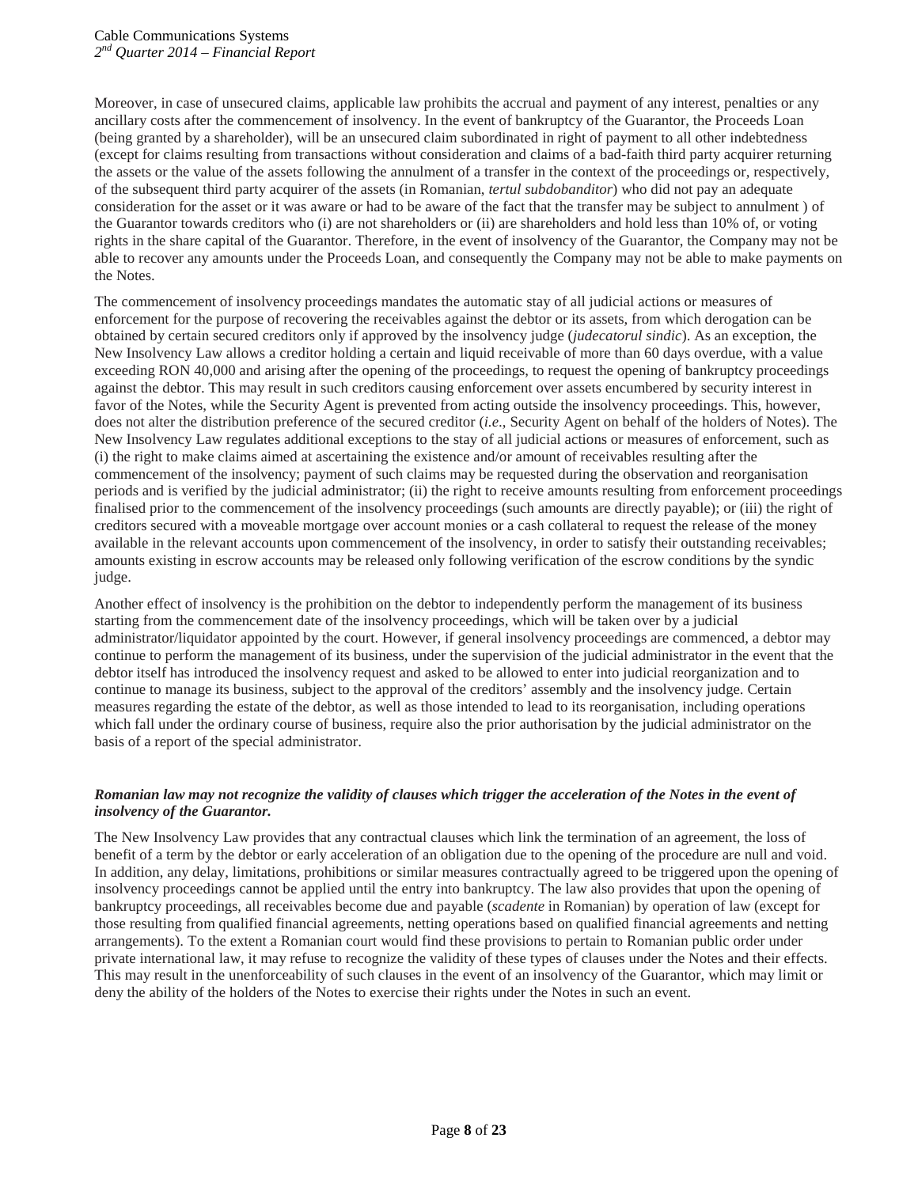Moreover, in case of unsecured claims, applicable law prohibits the accrual and payment of any interest, penalties or any ancillary costs after the commencement of insolvency. In the event of bankruptcy of the Guarantor, the Proceeds Loan (being granted by a shareholder), will be an unsecured claim subordinated in right of payment to all other indebtedness (except for claims resulting from transactions without consideration and claims of a bad-faith third party acquirer returning the assets or the value of the assets following the annulment of a transfer in the context of the proceedings or, respectively, of the subsequent third party acquirer of the assets (in Romanian, *tertul subdobanditor*) who did not pay an adequate consideration for the asset or it was aware or had to be aware of the fact that the transfer may be subject to annulment ) of the Guarantor towards creditors who (i) are not shareholders or (ii) are shareholders and hold less than 10% of, or voting rights in the share capital of the Guarantor. Therefore, in the event of insolvency of the Guarantor, the Company may not be able to recover any amounts under the Proceeds Loan, and consequently the Company may not be able to make payments on the Notes.

The commencement of insolvency proceedings mandates the automatic stay of all judicial actions or measures of enforcement for the purpose of recovering the receivables against the debtor or its assets, from which derogation can be obtained by certain secured creditors only if approved by the insolvency judge (*judecatorul sindic*). As an exception, the New Insolvency Law allows a creditor holding a certain and liquid receivable of more than 60 days overdue, with a value exceeding RON 40,000 and arising after the opening of the proceedings, to request the opening of bankruptcy proceedings against the debtor. This may result in such creditors causing enforcement over assets encumbered by security interest in favor of the Notes, while the Security Agent is prevented from acting outside the insolvency proceedings. This, however, does not alter the distribution preference of the secured creditor (*i.e*., Security Agent on behalf of the holders of Notes). The New Insolvency Law regulates additional exceptions to the stay of all judicial actions or measures of enforcement, such as (i) the right to make claims aimed at ascertaining the existence and/or amount of receivables resulting after the commencement of the insolvency; payment of such claims may be requested during the observation and reorganisation periods and is verified by the judicial administrator; (ii) the right to receive amounts resulting from enforcement proceedings finalised prior to the commencement of the insolvency proceedings (such amounts are directly payable); or (iii) the right of creditors secured with a moveable mortgage over account monies or a cash collateral to request the release of the money available in the relevant accounts upon commencement of the insolvency, in order to satisfy their outstanding receivables; amounts existing in escrow accounts may be released only following verification of the escrow conditions by the syndic judge.

Another effect of insolvency is the prohibition on the debtor to independently perform the management of its business starting from the commencement date of the insolvency proceedings, which will be taken over by a judicial administrator/liquidator appointed by the court. However, if general insolvency proceedings are commenced, a debtor may continue to perform the management of its business, under the supervision of the judicial administrator in the event that the debtor itself has introduced the insolvency request and asked to be allowed to enter into judicial reorganization and to continue to manage its business, subject to the approval of the creditors' assembly and the insolvency judge. Certain measures regarding the estate of the debtor, as well as those intended to lead to its reorganisation, including operations which fall under the ordinary course of business, require also the prior authorisation by the judicial administrator on the basis of a report of the special administrator.

***Romanian law may not recognize the validity of clauses which trigger the acceleration of the Notes in the event of insolvency of the Guarantor.***

The New Insolvency Law provides that any contractual clauses which link the termination of an agreement, the loss of benefit of a term by the debtor or early acceleration of an obligation due to the opening of the procedure are null and void. In addition, any delay, limitations, prohibitions or similar measures contractually agreed to be triggered upon the opening of insolvency proceedings cannot be applied until the entry into bankruptcy. The law also provides that upon the opening of bankruptcy proceedings, all receivables become due and payable (*scadente* in Romanian) by operation of law (except for those resulting from qualified financial agreements, netting operations based on qualified financial agreements and netting arrangements). To the extent a Romanian court would find these provisions to pertain to Romanian public order under private international law, it may refuse to recognize the validity of these types of clauses under the Notes and their effects. This may result in the unenforceability of such clauses in the event of an insolvency of the Guarantor, which may limit or deny the ability of the holders of the Notes to exercise their rights under the Notes in such an event.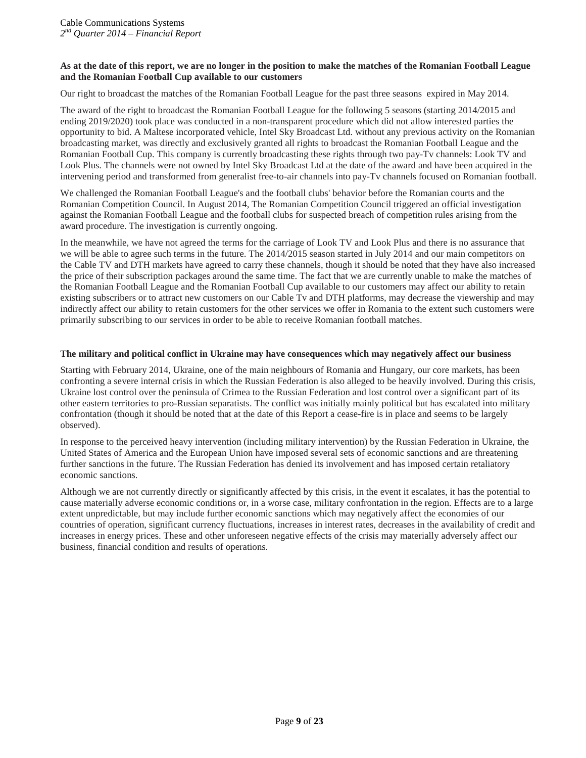**As at the date of this report, we are no longer in the position to make the matches of the Romanian Football League and the Romanian Football Cup available to our customers**

Our right to broadcast the matches of the Romanian Football League for the past three seasons expired in May 2014.

The award of the right to broadcast the Romanian Football League for the following 5 seasons (starting 2014/2015 and ending 2019/2020) took place was conducted in a non-transparent procedure which did not allow interested parties the opportunity to bid. A Maltese incorporated vehicle, Intel Sky Broadcast Ltd. without any previous activity on the Romanian broadcasting market, was directly and exclusively granted all rights to broadcast the Romanian Football League and the Romanian Football Cup. This company is currently broadcasting these rights through two pay-Tv channels: Look TV and Look Plus. The channels were not owned by Intel Sky Broadcast Ltd at the date of the award and have been acquired in the intervening period and transformed from generalist free-to-air channels into pay-Tv channels focused on Romanian football.

We challenged the Romanian Football League's and the football clubs' behavior before the Romanian courts and the Romanian Competition Council. In August 2014, The Romanian Competition Council triggered an official investigation against the Romanian Football League and the football clubs for suspected breach of competition rules arising from the award procedure. The investigation is currently ongoing.

In the meanwhile, we have not agreed the terms for the carriage of Look TV and Look Plus and there is no assurance that we will be able to agree such terms in the future. The 2014/2015 season started in July 2014 and our main competitors on the Cable TV and DTH markets have agreed to carry these channels, though it should be noted that they have also increased the price of their subscription packages around the same time. The fact that we are currently unable to make the matches of the Romanian Football League and the Romanian Football Cup available to our customers may affect our ability to retain existing subscribers or to attract new customers on our Cable Tv and DTH platforms, may decrease the viewership and may indirectly affect our ability to retain customers for the other services we offer in Romania to the extent such customers were primarily subscribing to our services in order to be able to receive Romanian football matches.

**The military and political conflict in Ukraine may have consequences which may negatively affect our business**

Starting with February 2014, Ukraine, one of the main neighbours of Romania and Hungary, our core markets, has been confronting a severe internal crisis in which the Russian Federation is also alleged to be heavily involved. During this crisis, Ukraine lost control over the peninsula of Crimea to the Russian Federation and lost control over a significant part of its other eastern territories to pro-Russian separatists. The conflict was initially mainly political but has escalated into military confrontation (though it should be noted that at the date of this Report a cease-fire is in place and seems to be largely observed).

In response to the perceived heavy intervention (including military intervention) by the Russian Federation in Ukraine, the United States of America and the European Union have imposed several sets of economic sanctions and are threatening further sanctions in the future. The Russian Federation has denied its involvement and has imposed certain retaliatory economic sanctions.

Although we are not currently directly or significantly affected by this crisis, in the event it escalates, it has the potential to cause materially adverse economic conditions or, in a worse case, military confrontation in the region. Effects are to a large extent unpredictable, but may include further economic sanctions which may negatively affect the economies of our countries of operation, significant currency fluctuations, increases in interest rates, decreases in the availability of credit and increases in energy prices. These and other unforeseen negative effects of the crisis may materially adversely affect our business, financial condition and results of operations.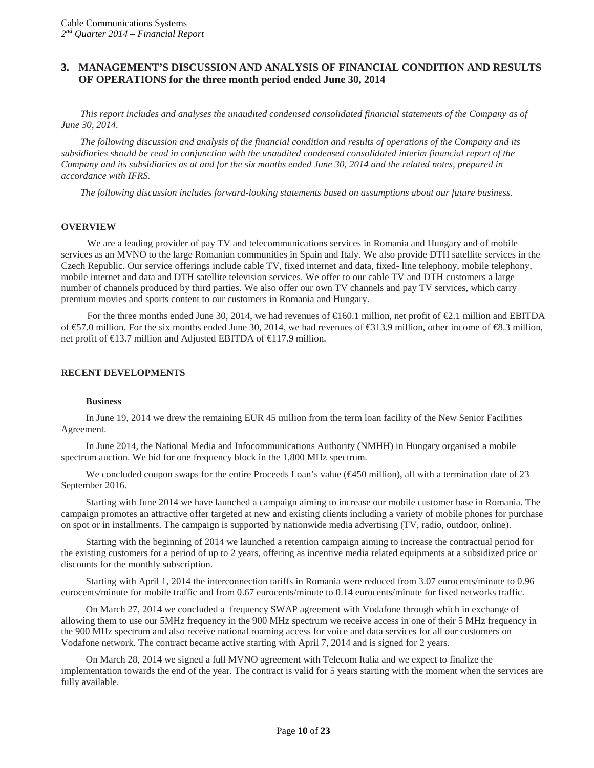## 3. MANAGEMENT'S DISCUSSION AND ANALYSIS OF FINANCIAL CONDITION AND RESULTS OF OPERATIONS for the three month period ended June 30, 2014

*This report includes and analyses the unaudited condensed consolidated financial statements of the Company as of June 30, 2014.*

*The following discussion and analysis of the financial condition and results of operations of the Company and its subsidiaries should be read in conjunction with the unaudited condensed consolidated interim financial report of the Company and its subsidiaries as at and for the six months ended June 30, 2014 and the related notes, prepared in accordance with IFRS.*

*The following discussion includes forward-looking statements based on assumptions about our future business.*

### OVERVIEW

We are a leading provider of pay TV and telecommunications services in Romania and Hungary and of mobile services as an MVNO to the large Romanian communities in Spain and Italy. We also provide DTH satellite services in the Czech Republic. Our service offerings include cable TV, fixed internet and data, fixed- line telephony, mobile telephony, mobile internet and data and DTH satellite television services. We offer to our cable TV and DTH customers a large number of channels produced by third parties. We also offer our own TV channels and pay TV services, which carry premium movies and sports content to our customers in Romania and Hungary.

For the three months ended June 30, 2014, we had revenues of €160.1 million, net profit of €2.1 million and EBITDA of €57.0 million. For the six months ended June 30, 2014, we had revenues of €313.9 million, other income of €8.3 million, net profit of €13.7 million and Adjusted EBITDA of €117.9 million.

### RECENT DEVELOPMENTS

**Business**

In June 19, 2014 we drew the remaining EUR 45 million from the term loan facility of the New Senior Facilities Agreement.

In June 2014, the National Media and Infocommunications Authority (NMHH) in Hungary organised a mobile spectrum auction. We bid for one frequency block in the 1,800 MHz spectrum.

We concluded coupon swaps for the entire Proceeds Loan's value (€450 million), all with a termination date of 23 September 2016.

Starting with June 2014 we have launched a campaign aiming to increase our mobile customer base in Romania. The campaign promotes an attractive offer targeted at new and existing clients including a variety of mobile phones for purchase on spot or in installments. The campaign is supported by nationwide media advertising (TV, radio, outdoor, online).

Starting with the beginning of 2014 we launched a retention campaign aiming to increase the contractual period for the existing customers for a period of up to 2 years, offering as incentive media related equipments at a subsidized price or discounts for the monthly subscription.

Starting with April 1, 2014 the interconnection tariffs in Romania were reduced from 3.07 eurocents/minute to 0.96 eurocents/minute for mobile traffic and from 0.67 eurocents/minute to 0.14 eurocents/minute for fixed networks traffic.

On March 27, 2014 we concluded a frequency SWAP agreement with Vodafone through which in exchange of allowing them to use our 5MHz frequency in the 900 MHz spectrum we receive access in one of their 5 MHz frequency in the 900 MHz spectrum and also receive national roaming access for voice and data services for all our customers on Vodafone network. The contract became active starting with April 7, 2014 and is signed for 2 years.

On March 28, 2014 we signed a full MVNO agreement with Telecom Italia and we expect to finalize the implementation towards the end of the year. The contract is valid for 5 years starting with the moment when the services are fully available.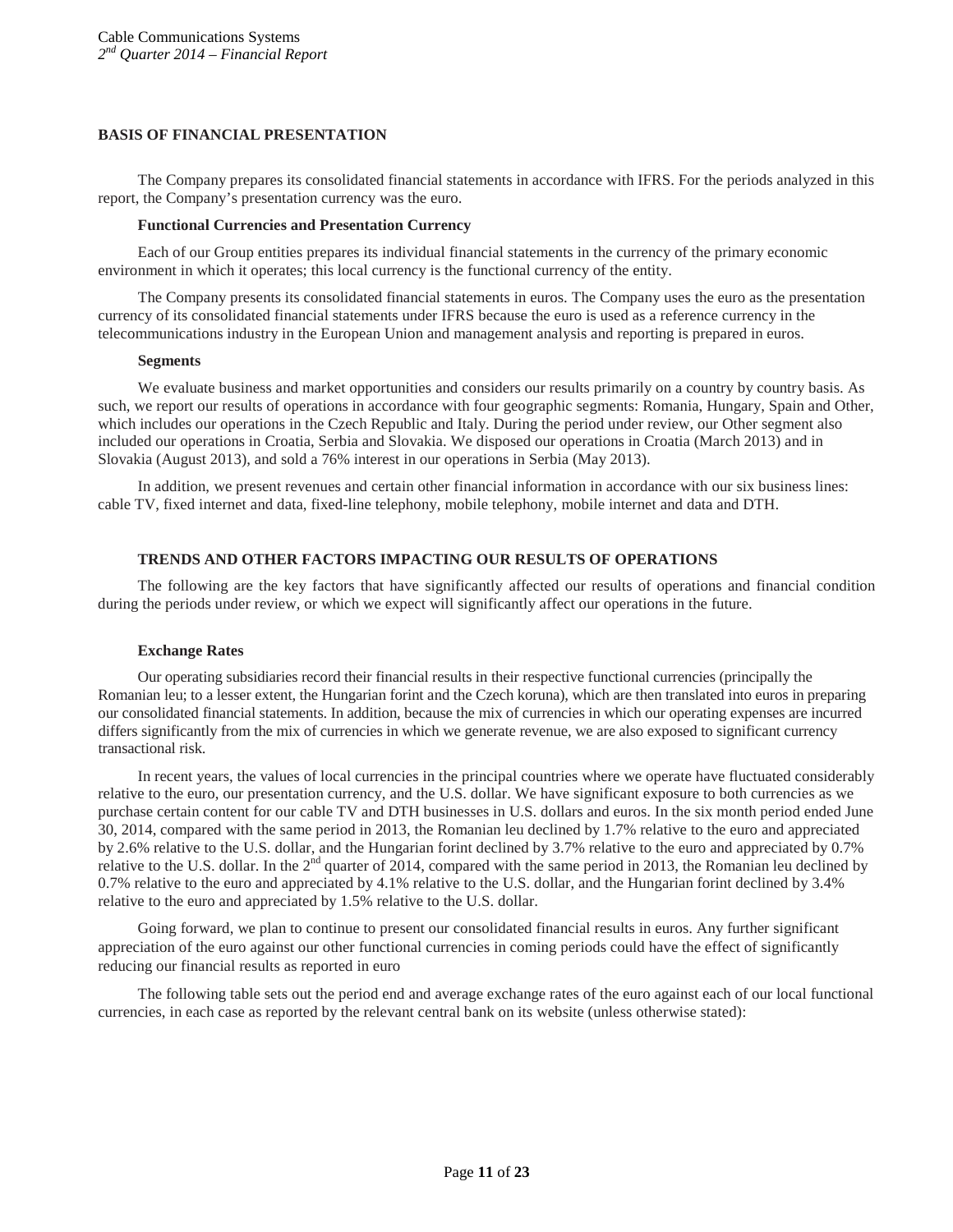## BASIS OF FINANCIAL PRESENTATION

The Company prepares its consolidated financial statements in accordance with IFRS. For the periods analyzed in this report, the Company's presentation currency was the euro.

### Functional Currencies and Presentation Currency

Each of our Group entities prepares its individual financial statements in the currency of the primary economic environment in which it operates; this local currency is the functional currency of the entity.

The Company presents its consolidated financial statements in euros. The Company uses the euro as the presentation currency of its consolidated financial statements under IFRS because the euro is used as a reference currency in the telecommunications industry in the European Union and management analysis and reporting is prepared in euros.

### Segments

We evaluate business and market opportunities and considers our results primarily on a country by country basis. As such, we report our results of operations in accordance with four geographic segments: Romania, Hungary, Spain and Other, which includes our operations in the Czech Republic and Italy. During the period under review, our Other segment also included our operations in Croatia, Serbia and Slovakia. We disposed our operations in Croatia (March 2013) and in Slovakia (August 2013), and sold a 76% interest in our operations in Serbia (May 2013).

In addition, we present revenues and certain other financial information in accordance with our six business lines: cable TV, fixed internet and data, fixed-line telephony, mobile telephony, mobile internet and data and DTH.

## TRENDS AND OTHER FACTORS IMPACTING OUR RESULTS OF OPERATIONS

The following are the key factors that have significantly affected our results of operations and financial condition during the periods under review, or which we expect will significantly affect our operations in the future.

### Exchange Rates

Our operating subsidiaries record their financial results in their respective functional currencies (principally the Romanian leu; to a lesser extent, the Hungarian forint and the Czech koruna), which are then translated into euros in preparing our consolidated financial statements. In addition, because the mix of currencies in which our operating expenses are incurred differs significantly from the mix of currencies in which we generate revenue, we are also exposed to significant currency transactional risk.

In recent years, the values of local currencies in the principal countries where we operate have fluctuated considerably relative to the euro, our presentation currency, and the U.S. dollar. We have significant exposure to both currencies as we purchase certain content for our cable TV and DTH businesses in U.S. dollars and euros. In the six month period ended June 30, 2014, compared with the same period in 2013, the Romanian leu declined by 1.7% relative to the euro and appreciated by 2.6% relative to the U.S. dollar, and the Hungarian forint declined by 3.7% relative to the euro and appreciated by 0.7% relative to the U.S. dollar. In the 2nd quarter of 2014, compared with the same period in 2013, the Romanian leu declined by 0.7% relative to the euro and appreciated by 4.1% relative to the U.S. dollar, and the Hungarian forint declined by 3.4% relative to the euro and appreciated by 1.5% relative to the U.S. dollar.

Going forward, we plan to continue to present our consolidated financial results in euros. Any further significant appreciation of the euro against our other functional currencies in coming periods could have the effect of significantly reducing our financial results as reported in euro

The following table sets out the period end and average exchange rates of the euro against each of our local functional currencies, in each case as reported by the relevant central bank on its website (unless otherwise stated):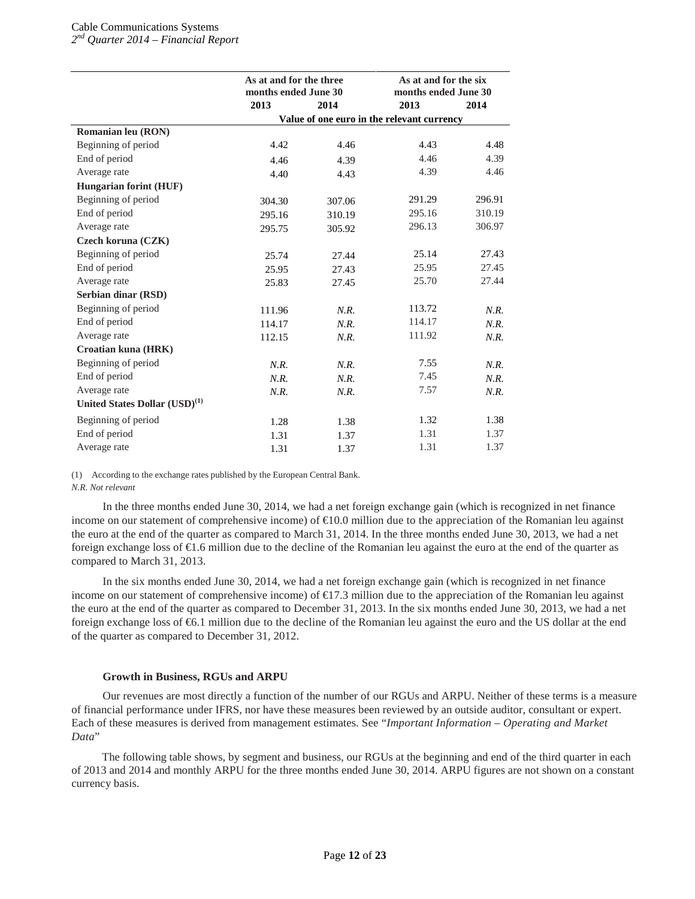| | As at and for the three months ended June 30 | | As at and for the six months ended June 30 | |
|---|---|---|---|---|
| | 2013 | 2014 | 2013 | 2014 |
| | Value of one euro in the relevant currency | | | |
| **Romanian leu (RON)** | | | | |
| Beginning of period | 4.42 | 4.46 | 4.43 | 4.48 |
| End of period | 4.46 | 4.39 | 4.46 | 4.39 |
| Average rate | 4.40 | 4.43 | 4.39 | 4.46 |
| **Hungarian forint (HUF)** | | | | |
| Beginning of period | 304.30 | 307.06 | 291.29 | 296.91 |
| End of period | 295.16 | 310.19 | 295.16 | 310.19 |
| Average rate | 295.75 | 305.92 | 296.13 | 306.97 |
| **Czech koruna (CZK)** | | | | |
| Beginning of period | 25.74 | 27.44 | 25.14 | 27.43 |
| End of period | 25.95 | 27.43 | 25.95 | 27.45 |
| Average rate | 25.83 | 27.45 | 25.70 | 27.44 |
| **Serbian dinar (RSD)** | | | | |
| Beginning of period | 111.96 | *N.R.* | 113.72 | *N.R.* |
| End of period | 114.17 | *N.R.* | 114.17 | *N.R.* |
| Average rate | 112.15 | *N.R.* | 111.92 | *N.R.* |
| **Croatian kuna (HRK)** | | | | |
| Beginning of period | *N.R.* | *N.R.* | 7.55 | *N.R.* |
| End of period | *N.R.* | *N.R.* | 7.45 | *N.R.* |
| Average rate | *N.R.* | *N.R.* | 7.57 | *N.R.* |
| **United States Dollar (USD)[(1)]** | | | | |
| Beginning of period | 1.28 | 1.38 | 1.32 | 1.38 |
| End of period | 1.31 | 1.37 | 1.31 | 1.37 |
| Average rate | 1.31 | 1.37 | 1.31 | 1.37 |

(1) According to the exchange rates published by the European Central Bank.
*N.R. Not relevant*

In the three months ended June 30, 2014, we had a net foreign exchange gain (which is recognized in net finance income on our statement of comprehensive income) of €10.0 million due to the appreciation of the Romanian leu against the euro at the end of the quarter as compared to March 31, 2014. In the three months ended June 30, 2013, we had a net foreign exchange loss of €1.6 million due to the decline of the Romanian leu against the euro at the end of the quarter as compared to March 31, 2013.

In the six months ended June 30, 2014, we had a net foreign exchange gain (which is recognized in net finance income on our statement of comprehensive income) of €17.3 million due to the appreciation of the Romanian leu against the euro at the end of the quarter as compared to December 31, 2013. In the six months ended June 30, 2013, we had a net foreign exchange loss of €6.1 million due to the decline of the Romanian leu against the euro and the US dollar at the end of the quarter as compared to December 31, 2012.

#### Growth in Business, RGUs and ARPU

Our revenues are most directly a function of the number of our RGUs and ARPU. Neither of these terms is a measure of financial performance under IFRS, nor have these measures been reviewed by an outside auditor, consultant or expert. Each of these measures is derived from management estimates. See "*Important Information – Operating and Market Data*"

The following table shows, by segment and business, our RGUs at the beginning and end of the third quarter in each of 2013 and 2014 and monthly ARPU for the three months ended June 30, 2014. ARPU figures are not shown on a constant currency basis.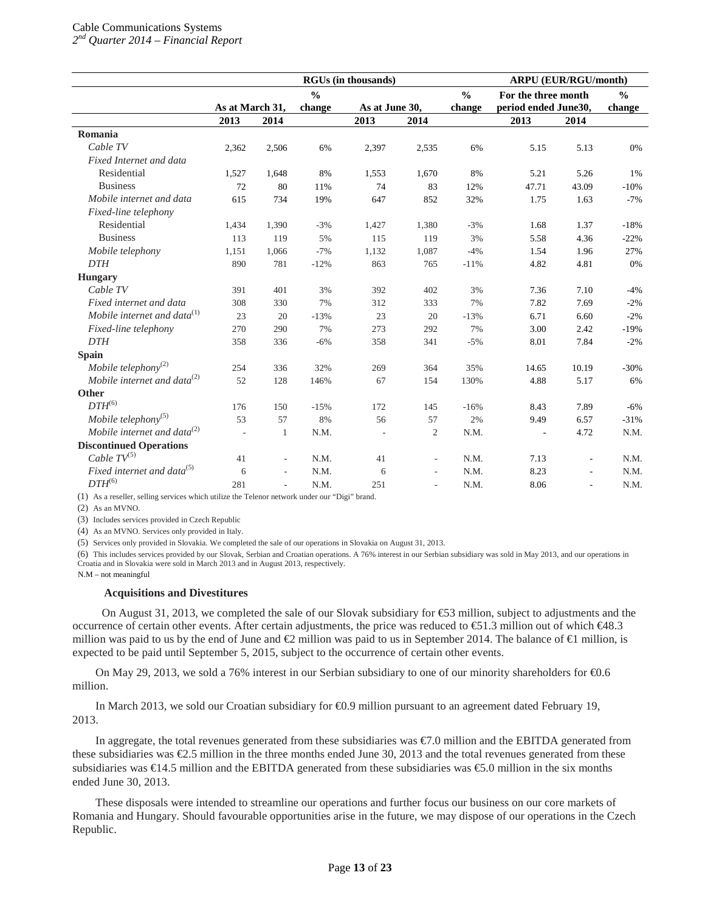| | RGUs (in thousands) | | | | | | ARPU (EUR/RGU/month) | | |
|---|---|---|---|---|---|---|---|---|---|
| | As at March 31, | | % change | As at June 30, | | % change | For the three month period ended June30, | | % change |
| | 2013 | 2014 | | 2013 | 2014 | | 2013 | 2014 | |
| **Romania** | | | | | | | | | |
| *Cable TV* | 2,362 | 2,506 | 6% | 2,397 | 2,535 | 6% | 5.15 | 5.13 | 0% |
| *Fixed Internet and data* | | | | | | | | | |
| Residential | 1,527 | 1,648 | 8% | 1,553 | 1,670 | 8% | 5.21 | 5.26 | 1% |
| Business | 72 | 80 | 11% | 74 | 83 | 12% | 47.71 | 43.09 | -10% |
| *Mobile internet and data* | 615 | 734 | 19% | 647 | 852 | 32% | 1.75 | 1.63 | -7% |
| *Fixed-line telephony* | | | | | | | | | |
| Residential | 1,434 | 1,390 | -3% | 1,427 | 1,380 | -3% | 1.68 | 1.37 | -18% |
| Business | 113 | 119 | 5% | 115 | 119 | 3% | 5.58 | 4.36 | -22% |
| *Mobile telephony* | 1,151 | 1,066 | -7% | 1,132 | 1,087 | -4% | 1.54 | 1.96 | 27% |
| *DTH* | 890 | 781 | -12% | 863 | 765 | -11% | 4.82 | 4.81 | 0% |
| **Hungary** | | | | | | | | | |
| *Cable TV* | 391 | 401 | 3% | 392 | 402 | 3% | 7.36 | 7.10 | -4% |
| *Fixed internet and data* | 308 | 330 | 7% | 312 | 333 | 7% | 7.82 | 7.69 | -2% |
| *Mobile internet and data*(1) | 23 | 20 | -13% | 23 | 20 | -13% | 6.71 | 6.60 | -2% |
| *Fixed-line telephony* | 270 | 290 | 7% | 273 | 292 | 7% | 3.00 | 2.42 | -19% |
| *DTH* | 358 | 336 | -6% | 358 | 341 | -5% | 8.01 | 7.84 | -2% |
| **Spain** | | | | | | | | | |
| *Mobile telephony*(2) | 254 | 336 | 32% | 269 | 364 | 35% | 14.65 | 10.19 | -30% |
| *Mobile internet and data*(2) | 52 | 128 | 146% | 67 | 154 | 130% | 4.88 | 5.17 | 6% |
| **Other** | | | | | | | | | |
| *DTH*(6) | 176 | 150 | -15% | 172 | 145 | -16% | 8.43 | 7.89 | -6% |
| *Mobile telephony*(5) | 53 | 57 | 8% | 56 | 57 | 2% | 9.49 | 6.57 | -31% |
| *Mobile internet and data*(2) | - | 1 | N.M. | - | 2 | N.M. | - | 4.72 | N.M. |
| **Discontinued Operations** | | | | | | | | | |
| *Cable TV*(5) | 41 | - | N.M. | 41 | - | N.M. | 7.13 | - | N.M. |
| *Fixed internet and data*(5) | 6 | - | N.M. | 6 | - | N.M. | 8.23 | - | N.M. |
| *DTH*(6) | 281 | - | N.M. | 251 | - | N.M. | 8.06 | - | N.M. |

(1) As a reseller, selling services which utilize the Telenor network under our "Digi" brand.

(2) As an MVNO.

(3) Includes services provided in Czech Republic

(4) As an MVNO. Services only provided in Italy.

(5) Services only provided in Slovakia. We completed the sale of our operations in Slovakia on August 31, 2013.

(6) This includes services provided by our Slovak, Serbian and Croatian operations. A 76% interest in our Serbian subsidiary was sold in May 2013, and our operations in Croatia and in Slovakia were sold in March 2013 and in August 2013, respectively.

N.M – not meaningful

### Acquisitions and Divestitures

On August 31, 2013, we completed the sale of our Slovak subsidiary for €53 million, subject to adjustments and the occurrence of certain other events. After certain adjustments, the price was reduced to €51.3 million out of which €48.3 million was paid to us by the end of June and €2 million was paid to us in September 2014. The balance of €1 million, is expected to be paid until September 5, 2015, subject to the occurrence of certain other events.

On May 29, 2013, we sold a 76% interest in our Serbian subsidiary to one of our minority shareholders for €0.6 million.

In March 2013, we sold our Croatian subsidiary for €0.9 million pursuant to an agreement dated February 19, 2013.

In aggregate, the total revenues generated from these subsidiaries was €7.0 million and the EBITDA generated from these subsidiaries was €2.5 million in the three months ended June 30, 2013 and the total revenues generated from these subsidiaries was €14.5 million and the EBITDA generated from these subsidiaries was €5.0 million in the six months ended June 30, 2013.

These disposals were intended to streamline our operations and further focus our business on our core markets of Romania and Hungary. Should favourable opportunities arise in the future, we may dispose of our operations in the Czech Republic.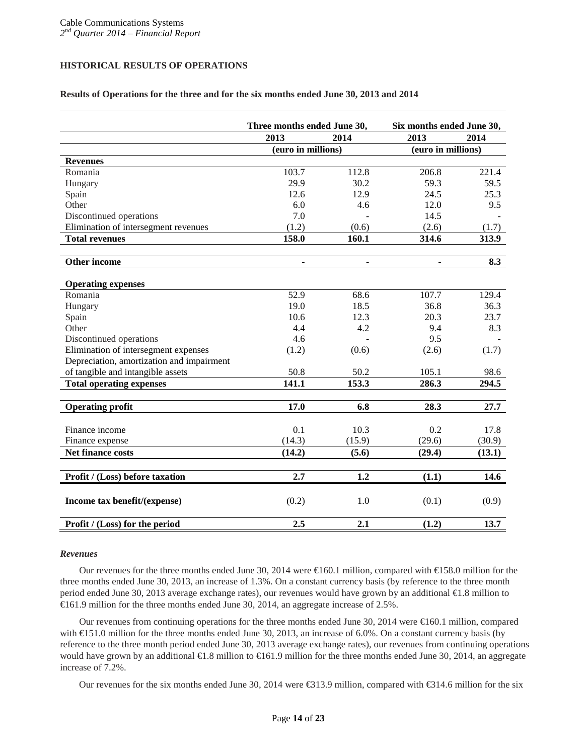## HISTORICAL RESULTS OF OPERATIONS

**Results of Operations for the three and for the six months ended June 30, 2013 and 2014**

| | Three months ended June 30, | | Six months ended June 30, | |
|---|---|---|---|---|
| | 2013 | 2014 | 2013 | 2014 |
| | (euro in millions) | | (euro in millions) | |
| **Revenues** | | | | |
| Romania | 103.7 | 112.8 | 206.8 | 221.4 |
| Hungary | 29.9 | 30.2 | 59.3 | 59.5 |
| Spain | 12.6 | 12.9 | 24.5 | 25.3 |
| Other | 6.0 | 4.6 | 12.0 | 9.5 |
| Discontinued operations | 7.0 | - | 14.5 | - |
| Elimination of intersegment revenues | (1.2) | (0.6) | (2.6) | (1.7) |
| **Total revenues** | **158.0** | **160.1** | **314.6** | **313.9** |
| **Other income** | **-** | **-** | **-** | **8.3** |
| **Operating expenses** | | | | |
| Romania | 52.9 | 68.6 | 107.7 | 129.4 |
| Hungary | 19.0 | 18.5 | 36.8 | 36.3 |
| Spain | 10.6 | 12.3 | 20.3 | 23.7 |
| Other | 4.4 | 4.2 | 9.4 | 8.3 |
| Discontinued operations | 4.6 | - | 9.5 | - |
| Elimination of intersegment expenses | (1.2) | (0.6) | (2.6) | (1.7) |
| Depreciation, amortization and impairment of tangible and intangible assets | 50.8 | 50.2 | 105.1 | 98.6 |
| **Total operating expenses** | **141.1** | **153.3** | **286.3** | **294.5** |
| **Operating profit** | **17.0** | **6.8** | **28.3** | **27.7** |
| Finance income | 0.1 | 10.3 | 0.2 | 17.8 |
| Finance expense | (14.3) | (15.9) | (29.6) | (30.9) |
| **Net finance costs** | **(14.2)** | **(5.6)** | **(29.4)** | **(13.1)** |
| **Profit / (Loss) before taxation** | **2.7** | **1.2** | **(1.1)** | **14.6** |
| **Income tax benefit/(expense)** | (0.2) | 1.0 | (0.1) | (0.9) |
| **Profit / (Loss) for the period** | **2.5** | **2.1** | **(1.2)** | **13.7** |

### *Revenues*

Our revenues for the three months ended June 30, 2014 were €160.1 million, compared with €158.0 million for the three months ended June 30, 2013, an increase of 1.3%. On a constant currency basis (by reference to the three month period ended June 30, 2013 average exchange rates), our revenues would have grown by an additional €1.8 million to €161.9 million for the three months ended June 30, 2014, an aggregate increase of 2.5%.

Our revenues from continuing operations for the three months ended June 30, 2014 were €160.1 million, compared with €151.0 million for the three months ended June 30, 2013, an increase of 6.0%. On a constant currency basis (by reference to the three month period ended June 30, 2013 average exchange rates), our revenues from continuing operations would have grown by an additional €1.8 million to €161.9 million for the three months ended June 30, 2014, an aggregate increase of 7.2%.

Our revenues for the six months ended June 30, 2014 were €313.9 million, compared with €314.6 million for the six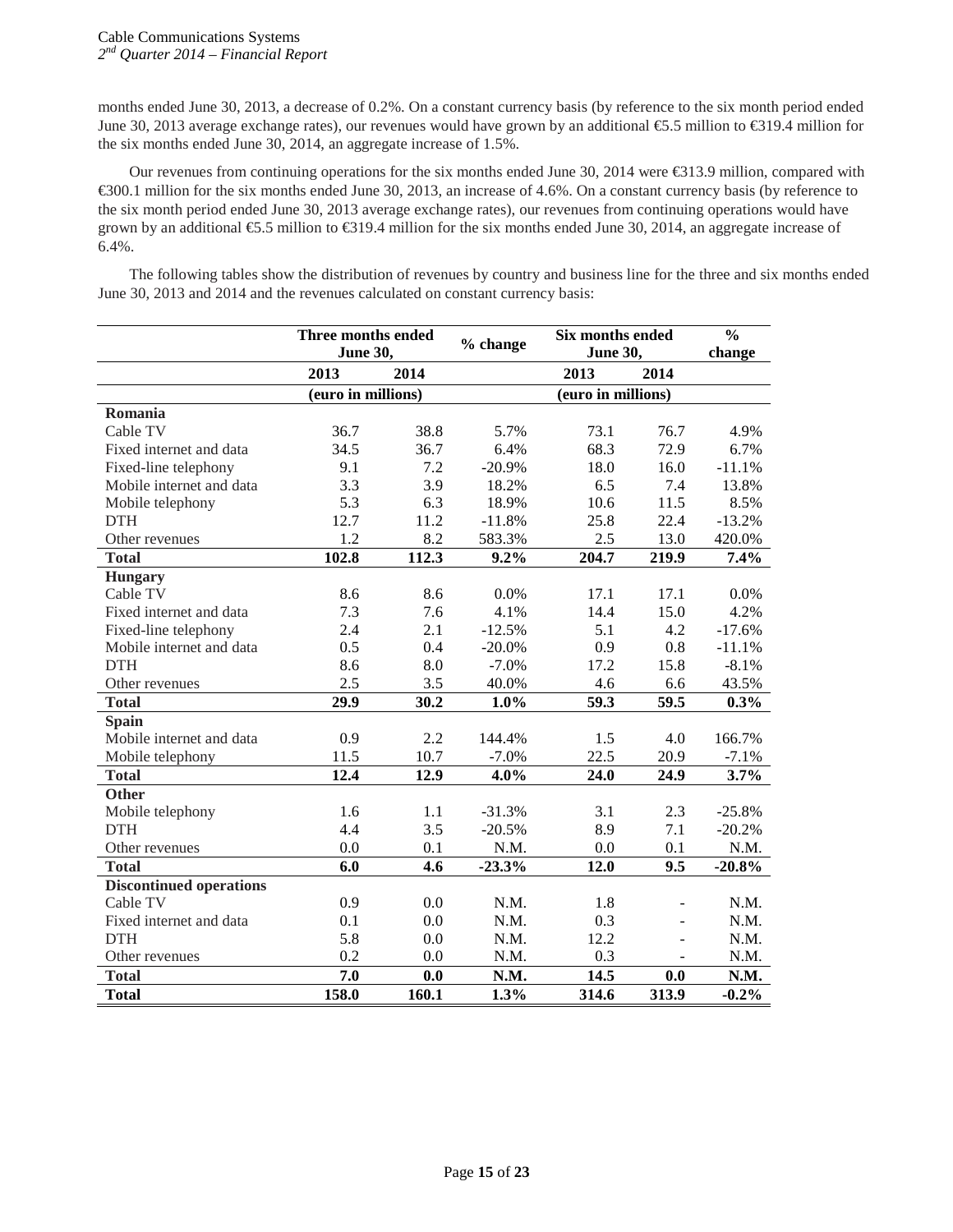months ended June 30, 2013, a decrease of 0.2%. On a constant currency basis (by reference to the six month period ended June 30, 2013 average exchange rates), our revenues would have grown by an additional €5.5 million to €319.4 million for the six months ended June 30, 2014, an aggregate increase of 1.5%.

Our revenues from continuing operations for the six months ended June 30, 2014 were €313.9 million, compared with €300.1 million for the six months ended June 30, 2013, an increase of 4.6%. On a constant currency basis (by reference to the six month period ended June 30, 2013 average exchange rates), our revenues from continuing operations would have grown by an additional €5.5 million to €319.4 million for the six months ended June 30, 2014, an aggregate increase of 6.4%.

The following tables show the distribution of revenues by country and business line for the three and six months ended June 30, 2013 and 2014 and the revenues calculated on constant currency basis:

| | Three months ended June 30, | | % change | Six months ended June 30, | | % change |
|---|---|---|---|---|---|---|
| | 2013 | 2014 | | 2013 | 2014 | |
| | (euro in millions) | | | (euro in millions) | | |
| **Romania** | | | | | | |
| Cable TV | 36.7 | 38.8 | 5.7% | 73.1 | 76.7 | 4.9% |
| Fixed internet and data | 34.5 | 36.7 | 6.4% | 68.3 | 72.9 | 6.7% |
| Fixed-line telephony | 9.1 | 7.2 | -20.9% | 18.0 | 16.0 | -11.1% |
| Mobile internet and data | 3.3 | 3.9 | 18.2% | 6.5 | 7.4 | 13.8% |
| Mobile telephony | 5.3 | 6.3 | 18.9% | 10.6 | 11.5 | 8.5% |
| DTH | 12.7 | 11.2 | -11.8% | 25.8 | 22.4 | -13.2% |
| Other revenues | 1.2 | 8.2 | 583.3% | 2.5 | 13.0 | 420.0% |
| **Total** | **102.8** | **112.3** | **9.2%** | **204.7** | **219.9** | **7.4%** |
| **Hungary** | | | | | | |
| Cable TV | 8.6 | 8.6 | 0.0% | 17.1 | 17.1 | 0.0% |
| Fixed internet and data | 7.3 | 7.6 | 4.1% | 14.4 | 15.0 | 4.2% |
| Fixed-line telephony | 2.4 | 2.1 | -12.5% | 5.1 | 4.2 | -17.6% |
| Mobile internet and data | 0.5 | 0.4 | -20.0% | 0.9 | 0.8 | -11.1% |
| DTH | 8.6 | 8.0 | -7.0% | 17.2 | 15.8 | -8.1% |
| Other revenues | 2.5 | 3.5 | 40.0% | 4.6 | 6.6 | 43.5% |
| **Total** | **29.9** | **30.2** | **1.0%** | **59.3** | **59.5** | **0.3%** |
| **Spain** | | | | | | |
| Mobile internet and data | 0.9 | 2.2 | 144.4% | 1.5 | 4.0 | 166.7% |
| Mobile telephony | 11.5 | 10.7 | -7.0% | 22.5 | 20.9 | -7.1% |
| **Total** | **12.4** | **12.9** | **4.0%** | **24.0** | **24.9** | **3.7%** |
| **Other** | | | | | | |
| Mobile telephony | 1.6 | 1.1 | -31.3% | 3.1 | 2.3 | -25.8% |
| DTH | 4.4 | 3.5 | -20.5% | 8.9 | 7.1 | -20.2% |
| Other revenues | 0.0 | 0.1 | N.M. | 0.0 | 0.1 | N.M. |
| **Total** | **6.0** | **4.6** | **-23.3%** | **12.0** | **9.5** | **-20.8%** |
| **Discontinued operations** | | | | | | |
| Cable TV | 0.9 | 0.0 | N.M. | 1.8 | - | N.M. |
| Fixed internet and data | 0.1 | 0.0 | N.M. | 0.3 | - | N.M. |
| DTH | 5.8 | 0.0 | N.M. | 12.2 | - | N.M. |
| Other revenues | 0.2 | 0.0 | N.M. | 0.3 | - | N.M. |
| **Total** | **7.0** | **0.0** | **N.M.** | **14.5** | **0.0** | **N.M.** |
| **Total** | **158.0** | **160.1** | **1.3%** | **314.6** | **313.9** | **-0.2%** |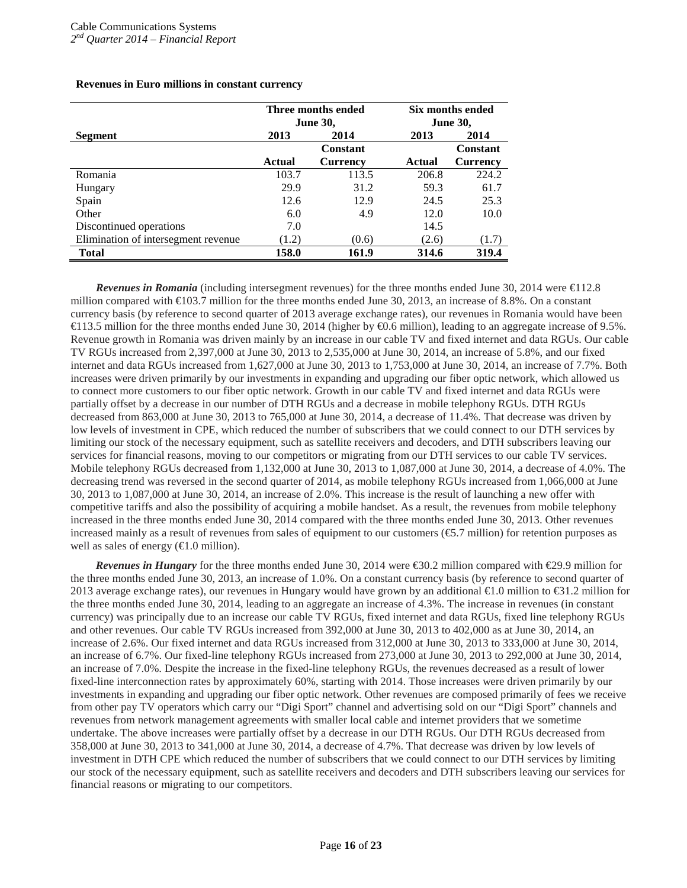**Revenues in Euro millions in constant currency**

| Segment | Three months ended June 30, 2013 | Three months ended June 30, 2014 | Six months ended June 30, 2013 | Six months ended June 30, 2014 |
|---|---|---|---|---|
| | Actual | Constant Currency | Actual | Constant Currency |
| Romania | 103.7 | 113.5 | 206.8 | 224.2 |
| Hungary | 29.9 | 31.2 | 59.3 | 61.7 |
| Spain | 12.6 | 12.9 | 24.5 | 25.3 |
| Other | 6.0 | 4.9 | 12.0 | 10.0 |
| Discontinued operations | 7.0 | | 14.5 | |
| Elimination of intersegment revenue | (1.2) | (0.6) | (2.6) | (1.7) |
| **Total** | **158.0** | **161.9** | **314.6** | **319.4** |

***Revenues in Romania*** (including intersegment revenues) for the three months ended June 30, 2014 were €112.8 million compared with €103.7 million for the three months ended June 30, 2013, an increase of 8.8%. On a constant currency basis (by reference to second quarter of 2013 average exchange rates), our revenues in Romania would have been €113.5 million for the three months ended June 30, 2014 (higher by €0.6 million), leading to an aggregate increase of 9.5%. Revenue growth in Romania was driven mainly by an increase in our cable TV and fixed internet and data RGUs. Our cable TV RGUs increased from 2,397,000 at June 30, 2013 to 2,535,000 at June 30, 2014, an increase of 5.8%, and our fixed internet and data RGUs increased from 1,627,000 at June 30, 2013 to 1,753,000 at June 30, 2014, an increase of 7.7%. Both increases were driven primarily by our investments in expanding and upgrading our fiber optic network, which allowed us to connect more customers to our fiber optic network. Growth in our cable TV and fixed internet and data RGUs were partially offset by a decrease in our number of DTH RGUs and a decrease in mobile telephony RGUs. DTH RGUs decreased from 863,000 at June 30, 2013 to 765,000 at June 30, 2014, a decrease of 11.4%. That decrease was driven by low levels of investment in CPE, which reduced the number of subscribers that we could connect to our DTH services by limiting our stock of the necessary equipment, such as satellite receivers and decoders, and DTH subscribers leaving our services for financial reasons, moving to our competitors or migrating from our DTH services to our cable TV services. Mobile telephony RGUs decreased from 1,132,000 at June 30, 2013 to 1,087,000 at June 30, 2014, a decrease of 4.0%. The decreasing trend was reversed in the second quarter of 2014, as mobile telephony RGUs increased from 1,066,000 at June 30, 2013 to 1,087,000 at June 30, 2014, an increase of 2.0%. This increase is the result of launching a new offer with competitive tariffs and also the possibility of acquiring a mobile handset. As a result, the revenues from mobile telephony increased in the three months ended June 30, 2014 compared with the three months ended June 30, 2013. Other revenues increased mainly as a result of revenues from sales of equipment to our customers (€5.7 million) for retention purposes as well as sales of energy (€1.0 million).

***Revenues in Hungary*** for the three months ended June 30, 2014 were €30.2 million compared with €29.9 million for the three months ended June 30, 2013, an increase of 1.0%. On a constant currency basis (by reference to second quarter of 2013 average exchange rates), our revenues in Hungary would have grown by an additional €1.0 million to €31.2 million for the three months ended June 30, 2014, leading to an aggregate an increase of 4.3%. The increase in revenues (in constant currency) was principally due to an increase our cable TV RGUs, fixed internet and data RGUs, fixed line telephony RGUs and other revenues. Our cable TV RGUs increased from 392,000 at June 30, 2013 to 402,000 as at June 30, 2014, an increase of 2.6%. Our fixed internet and data RGUs increased from 312,000 at June 30, 2013 to 333,000 at June 30, 2014, an increase of 6.7%. Our fixed-line telephony RGUs increased from 273,000 at June 30, 2013 to 292,000 at June 30, 2014, an increase of 7.0%. Despite the increase in the fixed-line telephony RGUs, the revenues decreased as a result of lower fixed-line interconnection rates by approximately 60%, starting with 2014. Those increases were driven primarily by our investments in expanding and upgrading our fiber optic network. Other revenues are composed primarily of fees we receive from other pay TV operators which carry our "Digi Sport" channel and advertising sold on our "Digi Sport" channels and revenues from network management agreements with smaller local cable and internet providers that we sometime undertake. The above increases were partially offset by a decrease in our DTH RGUs. Our DTH RGUs decreased from 358,000 at June 30, 2013 to 341,000 at June 30, 2014, a decrease of 4.7%. That decrease was driven by low levels of investment in DTH CPE which reduced the number of subscribers that we could connect to our DTH services by limiting our stock of the necessary equipment, such as satellite receivers and decoders and DTH subscribers leaving our services for financial reasons or migrating to our competitors.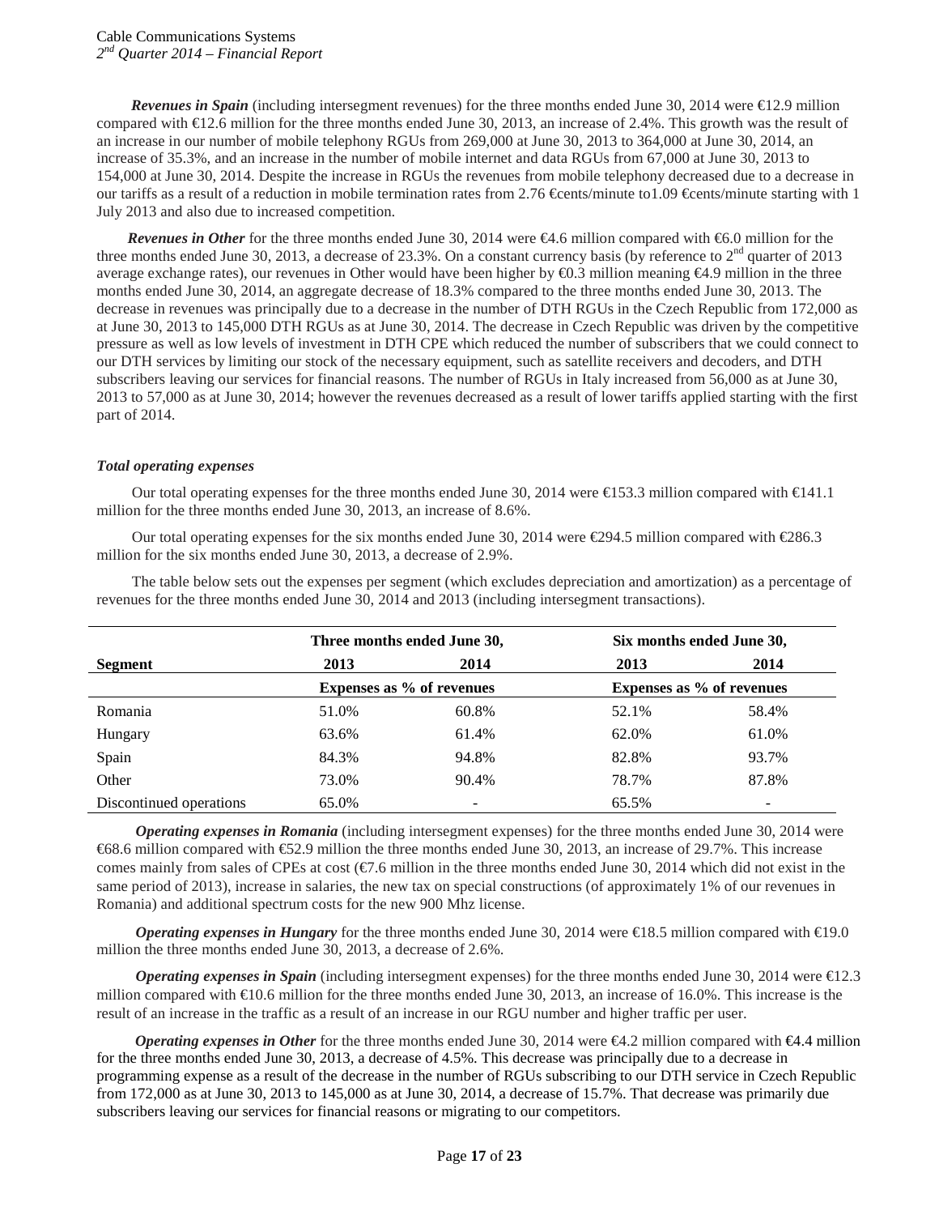***Revenues in Spain*** (including intersegment revenues) for the three months ended June 30, 2014 were €12.9 million compared with €12.6 million for the three months ended June 30, 2013, an increase of 2.4%. This growth was the result of an increase in our number of mobile telephony RGUs from 269,000 at June 30, 2013 to 364,000 at June 30, 2014, an increase of 35.3%, and an increase in the number of mobile internet and data RGUs from 67,000 at June 30, 2013 to 154,000 at June 30, 2014. Despite the increase in RGUs the revenues from mobile telephony decreased due to a decrease in our tariffs as a result of a reduction in mobile termination rates from 2.76 €cents/minute to1.09 €cents/minute starting with 1 July 2013 and also due to increased competition.

***Revenues in Other*** for the three months ended June 30, 2014 were €4.6 million compared with €6.0 million for the three months ended June 30, 2013, a decrease of 23.3%. On a constant currency basis (by reference to 2nd quarter of 2013 average exchange rates), our revenues in Other would have been higher by €0.3 million meaning €4.9 million in the three months ended June 30, 2014, an aggregate decrease of 18.3% compared to the three months ended June 30, 2013. The decrease in revenues was principally due to a decrease in the number of DTH RGUs in the Czech Republic from 172,000 as at June 30, 2013 to 145,000 DTH RGUs as at June 30, 2014. The decrease in Czech Republic was driven by the competitive pressure as well as low levels of investment in DTH CPE which reduced the number of subscribers that we could connect to our DTH services by limiting our stock of the necessary equipment, such as satellite receivers and decoders, and DTH subscribers leaving our services for financial reasons. The number of RGUs in Italy increased from 56,000 as at June 30, 2013 to 57,000 as at June 30, 2014; however the revenues decreased as a result of lower tariffs applied starting with the first part of 2014.

### *Total operating expenses*

Our total operating expenses for the three months ended June 30, 2014 were €153.3 million compared with €141.1 million for the three months ended June 30, 2013, an increase of 8.6%.

Our total operating expenses for the six months ended June 30, 2014 were €294.5 million compared with €286.3 million for the six months ended June 30, 2013, a decrease of 2.9%.

The table below sets out the expenses per segment (which excludes depreciation and amortization) as a percentage of revenues for the three months ended June 30, 2014 and 2013 (including intersegment transactions).

| | Three months ended June 30, | | Six months ended June 30, | |
|---|---|---|---|---|
| **Segment** | **2013** | **2014** | **2013** | **2014** |
| | **Expenses as % of revenues** | | **Expenses as % of revenues** | |
| Romania | 51.0% | 60.8% | 52.1% | 58.4% |
| Hungary | 63.6% | 61.4% | 62.0% | 61.0% |
| Spain | 84.3% | 94.8% | 82.8% | 93.7% |
| Other | 73.0% | 90.4% | 78.7% | 87.8% |
| Discontinued operations | 65.0% | - | 65.5% | - |

***Operating expenses in Romania*** (including intersegment expenses) for the three months ended June 30, 2014 were €68.6 million compared with €52.9 million the three months ended June 30, 2013, an increase of 29.7%. This increase comes mainly from sales of CPEs at cost (€7.6 million in the three months ended June 30, 2014 which did not exist in the same period of 2013), increase in salaries, the new tax on special constructions (of approximately 1% of our revenues in Romania) and additional spectrum costs for the new 900 Mhz license.

***Operating expenses in Hungary*** for the three months ended June 30, 2014 were €18.5 million compared with €19.0 million the three months ended June 30, 2013, a decrease of 2.6%.

***Operating expenses in Spain*** (including intersegment expenses) for the three months ended June 30, 2014 were €12.3 million compared with €10.6 million for the three months ended June 30, 2013, an increase of 16.0%. This increase is the result of an increase in the traffic as a result of an increase in our RGU number and higher traffic per user.

***Operating expenses in Other*** for the three months ended June 30, 2014 were €4.2 million compared with €4.4 million for the three months ended June 30, 2013, a decrease of 4.5%. This decrease was principally due to a decrease in programming expense as a result of the decrease in the number of RGUs subscribing to our DTH service in Czech Republic from 172,000 as at June 30, 2013 to 145,000 as at June 30, 2014, a decrease of 15.7%. That decrease was primarily due subscribers leaving our services for financial reasons or migrating to our competitors.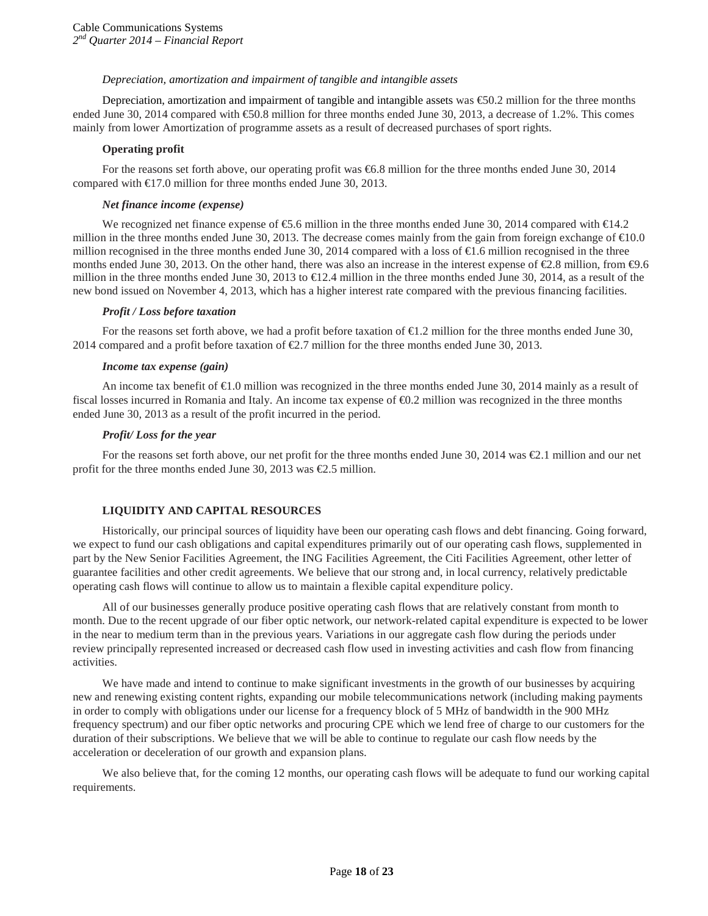*Depreciation, amortization and impairment of tangible and intangible assets*

Depreciation, amortization and impairment of tangible and intangible assets was €50.2 million for the three months ended June 30, 2014 compared with €50.8 million for three months ended June 30, 2013, a decrease of 1.2%. This comes mainly from lower Amortization of programme assets as a result of decreased purchases of sport rights.

**Operating profit**

For the reasons set forth above, our operating profit was €6.8 million for the three months ended June 30, 2014 compared with €17.0 million for three months ended June 30, 2013.

***Net finance income (expense)***

We recognized net finance expense of €5.6 million in the three months ended June 30, 2014 compared with €14.2 million in the three months ended June 30, 2013. The decrease comes mainly from the gain from foreign exchange of €10.0 million recognised in the three months ended June 30, 2014 compared with a loss of €1.6 million recognised in the three months ended June 30, 2013. On the other hand, there was also an increase in the interest expense of €2.8 million, from €9.6 million in the three months ended June 30, 2013 to €12.4 million in the three months ended June 30, 2014, as a result of the new bond issued on November 4, 2013, which has a higher interest rate compared with the previous financing facilities.

***Profit / Loss before taxation***

For the reasons set forth above, we had a profit before taxation of €1.2 million for the three months ended June 30, 2014 compared and a profit before taxation of €2.7 million for the three months ended June 30, 2013.

***Income tax expense (gain)***

An income tax benefit of €1.0 million was recognized in the three months ended June 30, 2014 mainly as a result of fiscal losses incurred in Romania and Italy. An income tax expense of €0.2 million was recognized in the three months ended June 30, 2013 as a result of the profit incurred in the period.

***Profit/ Loss for the year***

For the reasons set forth above, our net profit for the three months ended June 30, 2014 was €2.1 million and our net profit for the three months ended June 30, 2013 was €2.5 million.

**LIQUIDITY AND CAPITAL RESOURCES**

Historically, our principal sources of liquidity have been our operating cash flows and debt financing. Going forward, we expect to fund our cash obligations and capital expenditures primarily out of our operating cash flows, supplemented in part by the New Senior Facilities Agreement, the ING Facilities Agreement, the Citi Facilities Agreement, other letter of guarantee facilities and other credit agreements. We believe that our strong and, in local currency, relatively predictable operating cash flows will continue to allow us to maintain a flexible capital expenditure policy.

All of our businesses generally produce positive operating cash flows that are relatively constant from month to month. Due to the recent upgrade of our fiber optic network, our network-related capital expenditure is expected to be lower in the near to medium term than in the previous years. Variations in our aggregate cash flow during the periods under review principally represented increased or decreased cash flow used in investing activities and cash flow from financing activities.

We have made and intend to continue to make significant investments in the growth of our businesses by acquiring new and renewing existing content rights, expanding our mobile telecommunications network (including making payments in order to comply with obligations under our license for a frequency block of 5 MHz of bandwidth in the 900 MHz frequency spectrum) and our fiber optic networks and procuring CPE which we lend free of charge to our customers for the duration of their subscriptions. We believe that we will be able to continue to regulate our cash flow needs by the acceleration or deceleration of our growth and expansion plans.

We also believe that, for the coming 12 months, our operating cash flows will be adequate to fund our working capital requirements.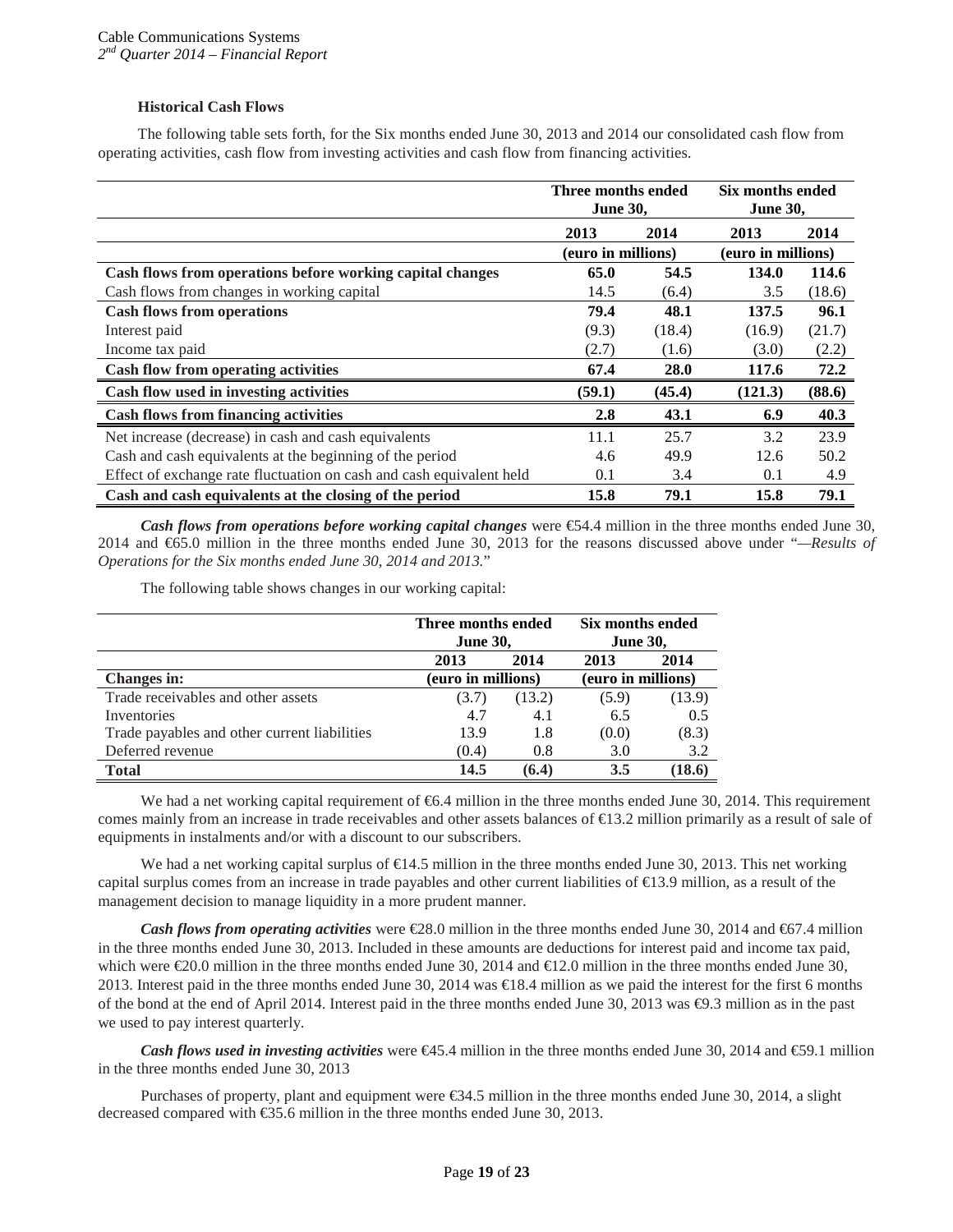### Historical Cash Flows

The following table sets forth, for the Six months ended June 30, 2013 and 2014 our consolidated cash flow from operating activities, cash flow from investing activities and cash flow from financing activities.

| | Three months ended June 30, | | Six months ended June 30, | |
|---|---|---|---|---|
| | 2013 | 2014 | 2013 | 2014 |
| | (euro in millions) | | (euro in millions) | |
| **Cash flows from operations before working capital changes** | **65.0** | **54.5** | **134.0** | **114.6** |
| Cash flows from changes in working capital | 14.5 | (6.4) | 3.5 | (18.6) |
| **Cash flows from operations** | **79.4** | **48.1** | **137.5** | **96.1** |
| Interest paid | (9.3) | (18.4) | (16.9) | (21.7) |
| Income tax paid | (2.7) | (1.6) | (3.0) | (2.2) |
| **Cash flow from operating activities** | **67.4** | **28.0** | **117.6** | **72.2** |
| **Cash flow used in investing activities** | **(59.1)** | **(45.4)** | **(121.3)** | **(88.6)** |
| **Cash flows from financing activities** | **2.8** | **43.1** | **6.9** | **40.3** |
| Net increase (decrease) in cash and cash equivalents | 11.1 | 25.7 | 3.2 | 23.9 |
| Cash and cash equivalents at the beginning of the period | 4.6 | 49.9 | 12.6 | 50.2 |
| Effect of exchange rate fluctuation on cash and cash equivalent held | 0.1 | 3.4 | 0.1 | 4.9 |
| **Cash and cash equivalents at the closing of the period** | **15.8** | **79.1** | **15.8** | **79.1** |

***Cash flows from operations before working capital changes*** were €54.4 million in the three months ended June 30, 2014 and €65.0 million in the three months ended June 30, 2013 for the reasons discussed above under "*—Results of Operations for the Six months ended June 30, 2014 and 2013.*"

The following table shows changes in our working capital:

| | Three months ended June 30, | | Six months ended June 30, | |
|---|---|---|---|---|
| | 2013 | 2014 | 2013 | 2014 |
| **Changes in:** | (euro in millions) | | (euro in millions) | |
| Trade receivables and other assets | (3.7) | (13.2) | (5.9) | (13.9) |
| Inventories | 4.7 | 4.1 | 6.5 | 0.5 |
| Trade payables and other current liabilities | 13.9 | 1.8 | (0.0) | (8.3) |
| Deferred revenue | (0.4) | 0.8 | 3.0 | 3.2 |
| **Total** | **14.5** | **(6.4)** | **3.5** | **(18.6)** |

We had a net working capital requirement of €6.4 million in the three months ended June 30, 2014. This requirement comes mainly from an increase in trade receivables and other assets balances of €13.2 million primarily as a result of sale of equipments in instalments and/or with a discount to our subscribers.

We had a net working capital surplus of €14.5 million in the three months ended June 30, 2013. This net working capital surplus comes from an increase in trade payables and other current liabilities of €13.9 million, as a result of the management decision to manage liquidity in a more prudent manner.

***Cash flows from operating activities*** were €28.0 million in the three months ended June 30, 2014 and €67.4 million in the three months ended June 30, 2013. Included in these amounts are deductions for interest paid and income tax paid, which were €20.0 million in the three months ended June 30, 2014 and €12.0 million in the three months ended June 30, 2013. Interest paid in the three months ended June 30, 2014 was €18.4 million as we paid the interest for the first 6 months of the bond at the end of April 2014. Interest paid in the three months ended June 30, 2013 was €9.3 million as in the past we used to pay interest quarterly.

***Cash flows used in investing activities*** were €45.4 million in the three months ended June 30, 2014 and €59.1 million in the three months ended June 30, 2013

Purchases of property, plant and equipment were €34.5 million in the three months ended June 30, 2014, a slight decreased compared with €35.6 million in the three months ended June 30, 2013.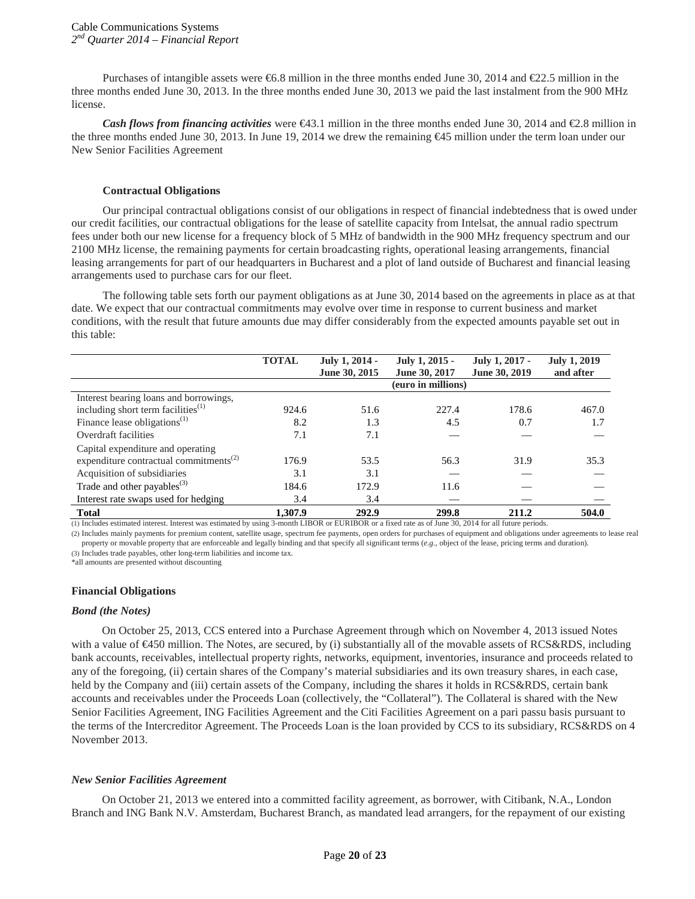Purchases of intangible assets were €6.8 million in the three months ended June 30, 2014 and €22.5 million in the three months ended June 30, 2013. In the three months ended June 30, 2013 we paid the last instalment from the 900 MHz license.

***Cash flows from financing activities*** were €43.1 million in the three months ended June 30, 2014 and €2.8 million in the three months ended June 30, 2013. In June 19, 2014 we drew the remaining €45 million under the term loan under our New Senior Facilities Agreement

### Contractual Obligations

Our principal contractual obligations consist of our obligations in respect of financial indebtedness that is owed under our credit facilities, our contractual obligations for the lease of satellite capacity from Intelsat, the annual radio spectrum fees under both our new license for a frequency block of 5 MHz of bandwidth in the 900 MHz frequency spectrum and our 2100 MHz license, the remaining payments for certain broadcasting rights, operational leasing arrangements, financial leasing arrangements for part of our headquarters in Bucharest and a plot of land outside of Bucharest and financial leasing arrangements used to purchase cars for our fleet.

The following table sets forth our payment obligations as at June 30, 2014 based on the agreements in place as at that date. We expect that our contractual commitments may evolve over time in response to current business and market conditions, with the result that future amounts due may differ considerably from the expected amounts payable set out in this table:

| | TOTAL | July 1, 2014 - June 30, 2015 | July 1, 2015 - June 30, 2017 | July 1, 2017 - June 30, 2019 | July 1, 2019 and after |
|---|---|---|---|---|---|
| | | | (euro in millions) | | |
| Interest bearing loans and borrowings, including short term facilities(1) | 924.6 | 51.6 | 227.4 | 178.6 | 467.0 |
| Finance lease obligations(1) | 8.2 | 1.3 | 4.5 | 0.7 | 1.7 |
| Overdraft facilities | 7.1 | 7.1 | — | — | — |
| Capital expenditure and operating expenditure contractual commitments(2) | 176.9 | 53.5 | 56.3 | 31.9 | 35.3 |
| Acquisition of subsidiaries | 3.1 | 3.1 | — | — | — |
| Trade and other payables(3) | 184.6 | 172.9 | 11.6 | — | — |
| Interest rate swaps used for hedging | 3.4 | 3.4 | — | — | — |
| **Total** | **1,307.9** | **292.9** | **299.8** | **211.2** | **504.0** |

(1) Includes estimated interest. Interest was estimated by using 3-month LIBOR or EURIBOR or a fixed rate as of June 30, 2014 for all future periods.

(2) Includes mainly payments for premium content, satellite usage, spectrum fee payments, open orders for purchases of equipment and obligations under agreements to lease real property or movable property that are enforceable and legally binding and that specify all significant terms (*e.g.*, object of the lease, pricing terms and duration).

(3) Includes trade payables, other long-term liabilities and income tax.

*all amounts are presented without discounting

### Financial Obligations

#### *Bond (the Notes)*

On October 25, 2013, CCS entered into a Purchase Agreement through which on November 4, 2013 issued Notes with a value of €450 million. The Notes, are secured, by (i) substantially all of the movable assets of RCS&RDS, including bank accounts, receivables, intellectual property rights, networks, equipment, inventories, insurance and proceeds related to any of the foregoing, (ii) certain shares of the Company's material subsidiaries and its own treasury shares, in each case, held by the Company and (iii) certain assets of the Company, including the shares it holds in RCS&RDS, certain bank accounts and receivables under the Proceeds Loan (collectively, the "Collateral"). The Collateral is shared with the New Senior Facilities Agreement, ING Facilities Agreement and the Citi Facilities Agreement on a pari passu basis pursuant to the terms of the Intercreditor Agreement. The Proceeds Loan is the loan provided by CCS to its subsidiary, RCS&RDS on 4 November 2013.

#### *New Senior Facilities Agreement*

On October 21, 2013 we entered into a committed facility agreement, as borrower, with Citibank, N.A., London Branch and ING Bank N.V. Amsterdam, Bucharest Branch, as mandated lead arrangers, for the repayment of our existing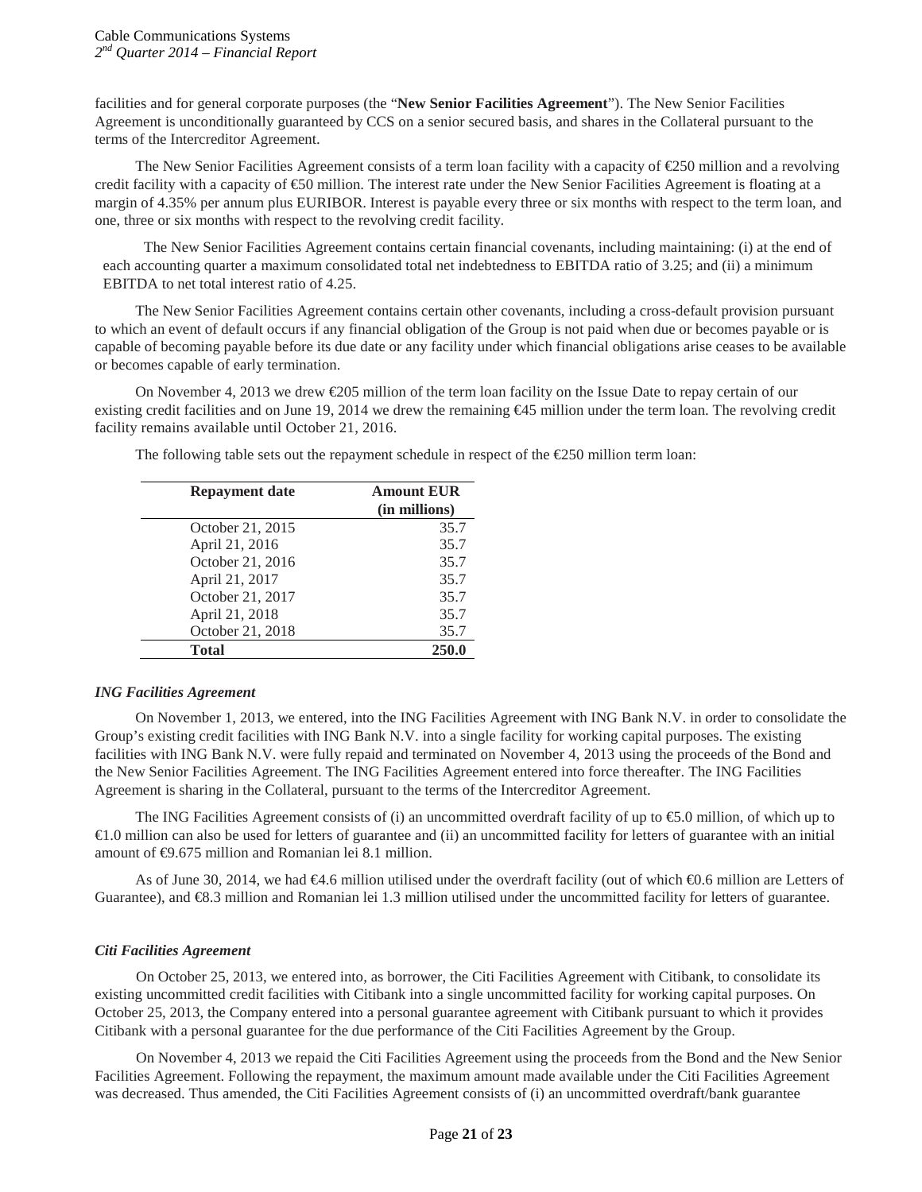facilities and for general corporate purposes (the "**New Senior Facilities Agreement**"). The New Senior Facilities Agreement is unconditionally guaranteed by CCS on a senior secured basis, and shares in the Collateral pursuant to the terms of the Intercreditor Agreement.

The New Senior Facilities Agreement consists of a term loan facility with a capacity of €250 million and a revolving credit facility with a capacity of €50 million. The interest rate under the New Senior Facilities Agreement is floating at a margin of 4.35% per annum plus EURIBOR. Interest is payable every three or six months with respect to the term loan, and one, three or six months with respect to the revolving credit facility.

The New Senior Facilities Agreement contains certain financial covenants, including maintaining: (i) at the end of each accounting quarter a maximum consolidated total net indebtedness to EBITDA ratio of 3.25; and (ii) a minimum EBITDA to net total interest ratio of 4.25.

The New Senior Facilities Agreement contains certain other covenants, including a cross-default provision pursuant to which an event of default occurs if any financial obligation of the Group is not paid when due or becomes payable or is capable of becoming payable before its due date or any facility under which financial obligations arise ceases to be available or becomes capable of early termination.

On November 4, 2013 we drew €205 million of the term loan facility on the Issue Date to repay certain of our existing credit facilities and on June 19, 2014 we drew the remaining €45 million under the term loan. The revolving credit facility remains available until October 21, 2016.

The following table sets out the repayment schedule in respect of the €250 million term loan:

| Repayment date | Amount EUR (in millions) |
|---|---|
| October 21, 2015 | 35.7 |
| April 21, 2016 | 35.7 |
| October 21, 2016 | 35.7 |
| April 21, 2017 | 35.7 |
| October 21, 2017 | 35.7 |
| April 21, 2018 | 35.7 |
| October 21, 2018 | 35.7 |
| **Total** | **250.0** |

### *ING Facilities Agreement*

On November 1, 2013, we entered, into the ING Facilities Agreement with ING Bank N.V. in order to consolidate the Group's existing credit facilities with ING Bank N.V. into a single facility for working capital purposes. The existing facilities with ING Bank N.V. were fully repaid and terminated on November 4, 2013 using the proceeds of the Bond and the New Senior Facilities Agreement. The ING Facilities Agreement entered into force thereafter. The ING Facilities Agreement is sharing in the Collateral, pursuant to the terms of the Intercreditor Agreement.

The ING Facilities Agreement consists of (i) an uncommitted overdraft facility of up to €5.0 million, of which up to €1.0 million can also be used for letters of guarantee and (ii) an uncommitted facility for letters of guarantee with an initial amount of €9.675 million and Romanian lei 8.1 million.

As of June 30, 2014, we had €4.6 million utilised under the overdraft facility (out of which €0.6 million are Letters of Guarantee), and €8.3 million and Romanian lei 1.3 million utilised under the uncommitted facility for letters of guarantee.

### *Citi Facilities Agreement*

On October 25, 2013, we entered into, as borrower, the Citi Facilities Agreement with Citibank, to consolidate its existing uncommitted credit facilities with Citibank into a single uncommitted facility for working capital purposes. On October 25, 2013, the Company entered into a personal guarantee agreement with Citibank pursuant to which it provides Citibank with a personal guarantee for the due performance of the Citi Facilities Agreement by the Group.

On November 4, 2013 we repaid the Citi Facilities Agreement using the proceeds from the Bond and the New Senior Facilities Agreement. Following the repayment, the maximum amount made available under the Citi Facilities Agreement was decreased. Thus amended, the Citi Facilities Agreement consists of (i) an uncommitted overdraft/bank guarantee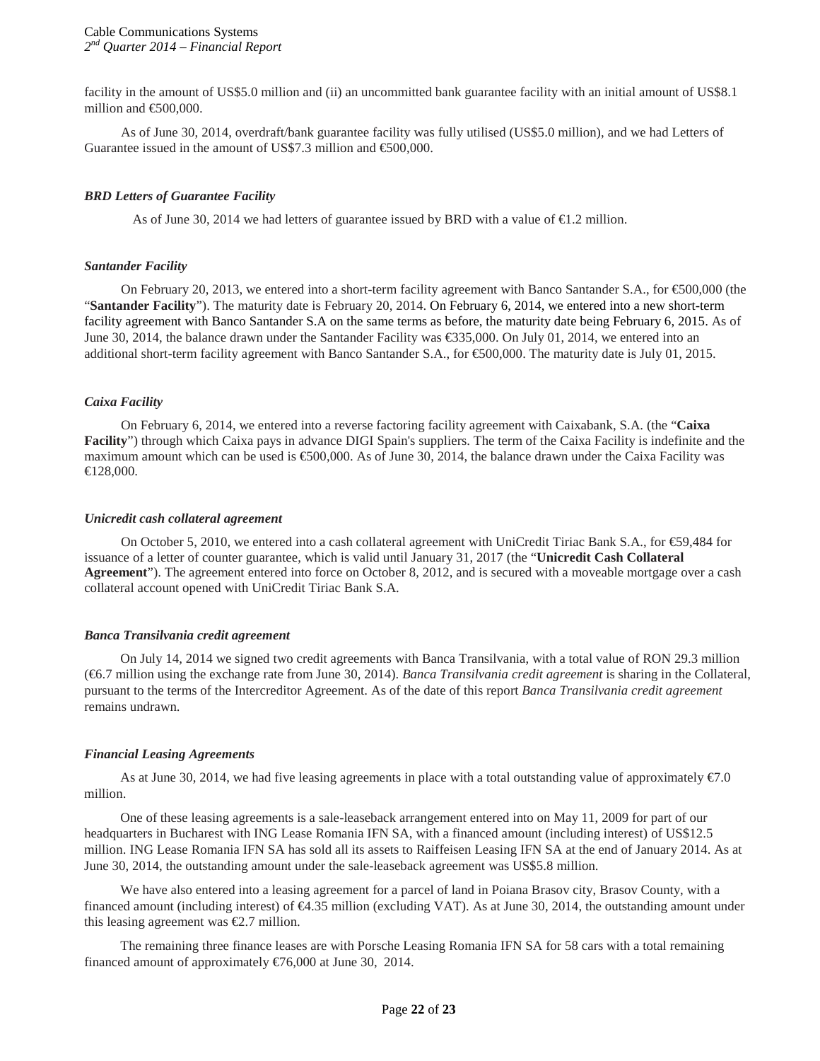facility in the amount of US$5.0 million and (ii) an uncommitted bank guarantee facility with an initial amount of US$8.1 million and €500,000.

As of June 30, 2014, overdraft/bank guarantee facility was fully utilised (US$5.0 million), and we had Letters of Guarantee issued in the amount of US$7.3 million and €500,000.

***BRD Letters of Guarantee Facility***

As of June 30, 2014 we had letters of guarantee issued by BRD with a value of €1.2 million.

***Santander Facility***

On February 20, 2013, we entered into a short-term facility agreement with Banco Santander S.A., for €500,000 (the "**Santander Facility**"). The maturity date is February 20, 2014. On February 6, 2014, we entered into a new short-term facility agreement with Banco Santander S.A on the same terms as before, the maturity date being February 6, 2015. As of June 30, 2014, the balance drawn under the Santander Facility was €335,000. On July 01, 2014, we entered into an additional short-term facility agreement with Banco Santander S.A., for €500,000. The maturity date is July 01, 2015.

***Caixa Facility***

On February 6, 2014, we entered into a reverse factoring facility agreement with Caixabank, S.A. (the "**Caixa Facility**") through which Caixa pays in advance DIGI Spain's suppliers. The term of the Caixa Facility is indefinite and the maximum amount which can be used is €500,000. As of June 30, 2014, the balance drawn under the Caixa Facility was €128,000.

***Unicredit cash collateral agreement***

On October 5, 2010, we entered into a cash collateral agreement with UniCredit Tiriac Bank S.A., for €59,484 for issuance of a letter of counter guarantee, which is valid until January 31, 2017 (the "**Unicredit Cash Collateral Agreement**"). The agreement entered into force on October 8, 2012, and is secured with a moveable mortgage over a cash collateral account opened with UniCredit Tiriac Bank S.A.

***Banca Transilvania credit agreement***

On July 14, 2014 we signed two credit agreements with Banca Transilvania, with a total value of RON 29.3 million (€6.7 million using the exchange rate from June 30, 2014). *Banca Transilvania credit agreement* is sharing in the Collateral, pursuant to the terms of the Intercreditor Agreement. As of the date of this report *Banca Transilvania credit agreement* remains undrawn.

***Financial Leasing Agreements***

As at June 30, 2014, we had five leasing agreements in place with a total outstanding value of approximately €7.0 million.

One of these leasing agreements is a sale-leaseback arrangement entered into on May 11, 2009 for part of our headquarters in Bucharest with ING Lease Romania IFN SA, with a financed amount (including interest) of US$12.5 million. ING Lease Romania IFN SA has sold all its assets to Raiffeisen Leasing IFN SA at the end of January 2014. As at June 30, 2014, the outstanding amount under the sale-leaseback agreement was US$5.8 million.

We have also entered into a leasing agreement for a parcel of land in Poiana Brasov city, Brasov County, with a financed amount (including interest) of €4.35 million (excluding VAT). As at June 30, 2014, the outstanding amount under this leasing agreement was €2.7 million.

The remaining three finance leases are with Porsche Leasing Romania IFN SA for 58 cars with a total remaining financed amount of approximately €76,000 at June 30, 2014.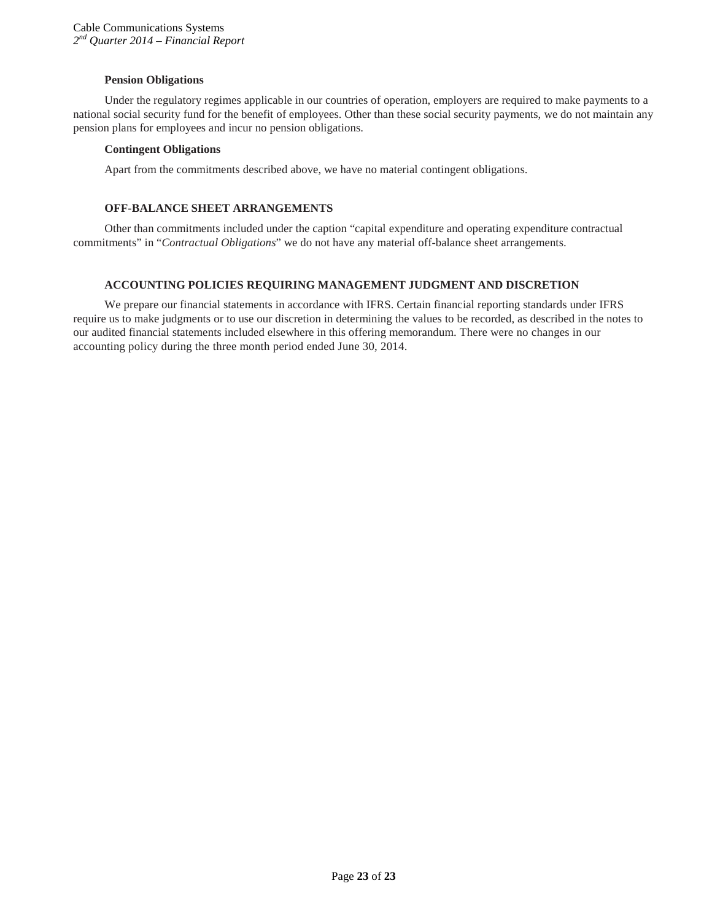**Pension Obligations**

Under the regulatory regimes applicable in our countries of operation, employers are required to make payments to a national social security fund for the benefit of employees. Other than these social security payments, we do not maintain any pension plans for employees and incur no pension obligations.

**Contingent Obligations**

Apart from the commitments described above, we have no material contingent obligations.

## OFF-BALANCE SHEET ARRANGEMENTS

Other than commitments included under the caption "capital expenditure and operating expenditure contractual commitments" in "*Contractual Obligations*" we do not have any material off-balance sheet arrangements.

## ACCOUNTING POLICIES REQUIRING MANAGEMENT JUDGMENT AND DISCRETION

We prepare our financial statements in accordance with IFRS. Certain financial reporting standards under IFRS require us to make judgments or to use our discretion in determining the values to be recorded, as described in the notes to our audited financial statements included elsewhere in this offering memorandum. There were no changes in our accounting policy during the three month period ended June 30, 2014.